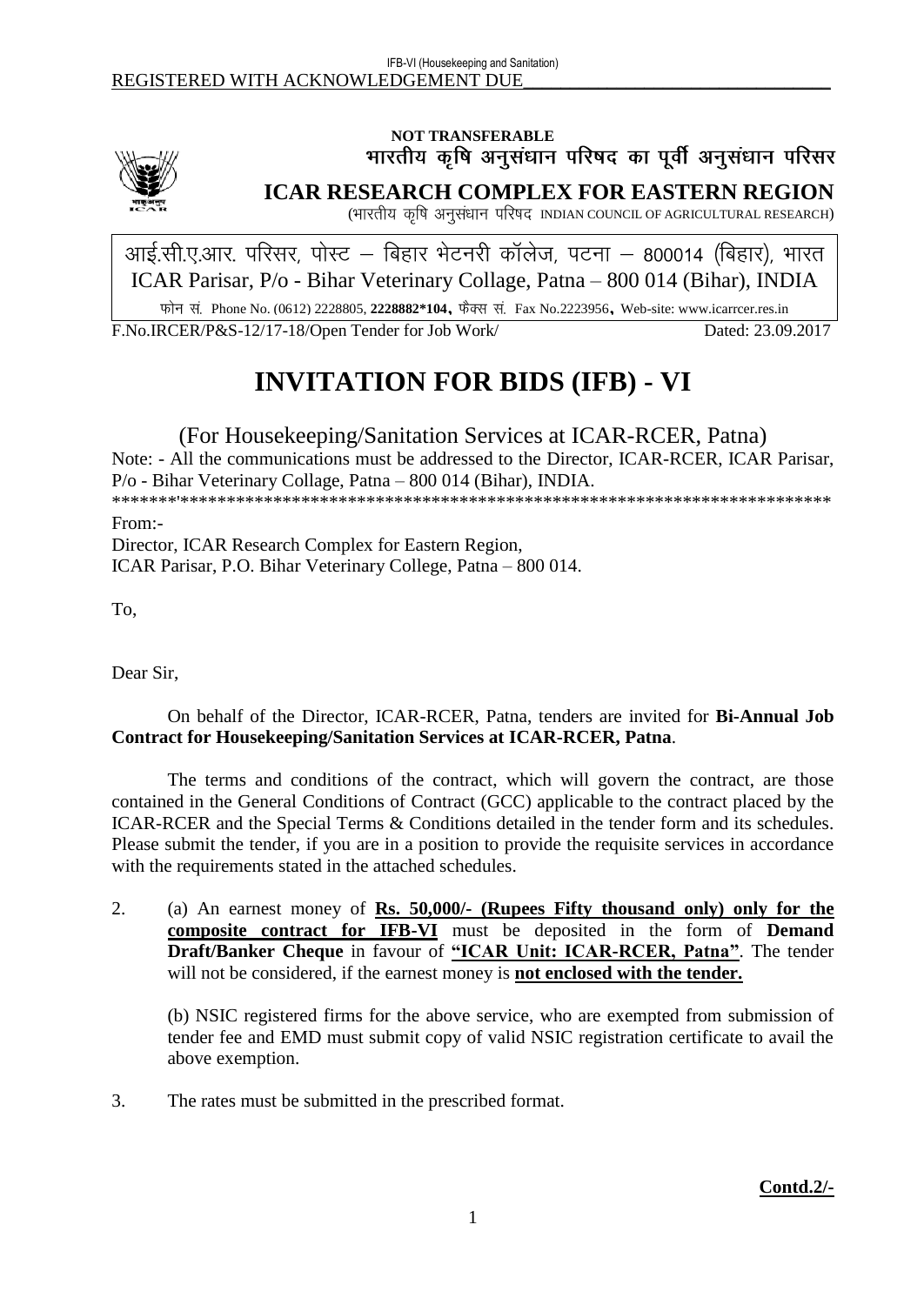REGISTERED WITH ACKNOWLEDGEMENT DUE

**NOT TRANSFERABLE**

**भारतीय कृषि अनुसंधान परिषद का पूर्वी अनुसंधान परिसर**

**ICAR RESEARCH COMPLEX FOR EASTERN REGION**

(भारतीय कृषि अनुसंधान परिषद INDIAN COUNCIL OF AGRICULTURAL RESEARCH)

आई.सी.ए.आर. परिसर, पोस्ट – बिहार भेटनरी कॉलेज, पटना – 800014 (बिहार), भारत
ICAR Parisar, P/o - Bihar Veterinary Collage, Patna – 800 014 (Bihar), INDIA

फोन सं. Phone No. (0612) 2228805, **2228882*104**, फैक्स सं. Fax No.2223956, Web-site: www.icarrcer.res.in

F.No.IRCER/P&S-12/17-18/Open Tender for Job Work/ Dated: 23.09.2017

# INVITATION FOR BIDS (IFB) - VI

## (For Housekeeping/Sanitation Services at ICAR-RCER, Patna)

Note: - All the communications must be addressed to the Director, ICAR-RCER, ICAR Parisar, P/o - Bihar Veterinary Collage, Patna – 800 014 (Bihar), INDIA.

*****************************************************************************

From:-
Director, ICAR Research Complex for Eastern Region,
ICAR Parisar, P.O. Bihar Veterinary College, Patna – 800 014.

To,

Dear Sir,

On behalf of the Director, ICAR-RCER, Patna, tenders are invited for **Bi-Annual Job Contract for Housekeeping/Sanitation Services at ICAR-RCER, Patna**.

The terms and conditions of the contract, which will govern the contract, are those contained in the General Conditions of Contract (GCC) applicable to the contract placed by the ICAR-RCER and the Special Terms & Conditions detailed in the tender form and its schedules. Please submit the tender, if you are in a position to provide the requisite services in accordance with the requirements stated in the attached schedules.

2. (a) An earnest money of **Rs. 50,000/- (Rupees Fifty thousand only) only for the composite contract for IFB-VI** must be deposited in the form of **Demand Draft/Banker Cheque** in favour of **"ICAR Unit: ICAR-RCER, Patna"**. The tender will not be considered, if the earnest money is **not enclosed with the tender.**

   (b) NSIC registered firms for the above service, who are exempted from submission of tender fee and EMD must submit copy of valid NSIC registration certificate to avail the above exemption.

3. The rates must be submitted in the prescribed format.

**Contd.2/-**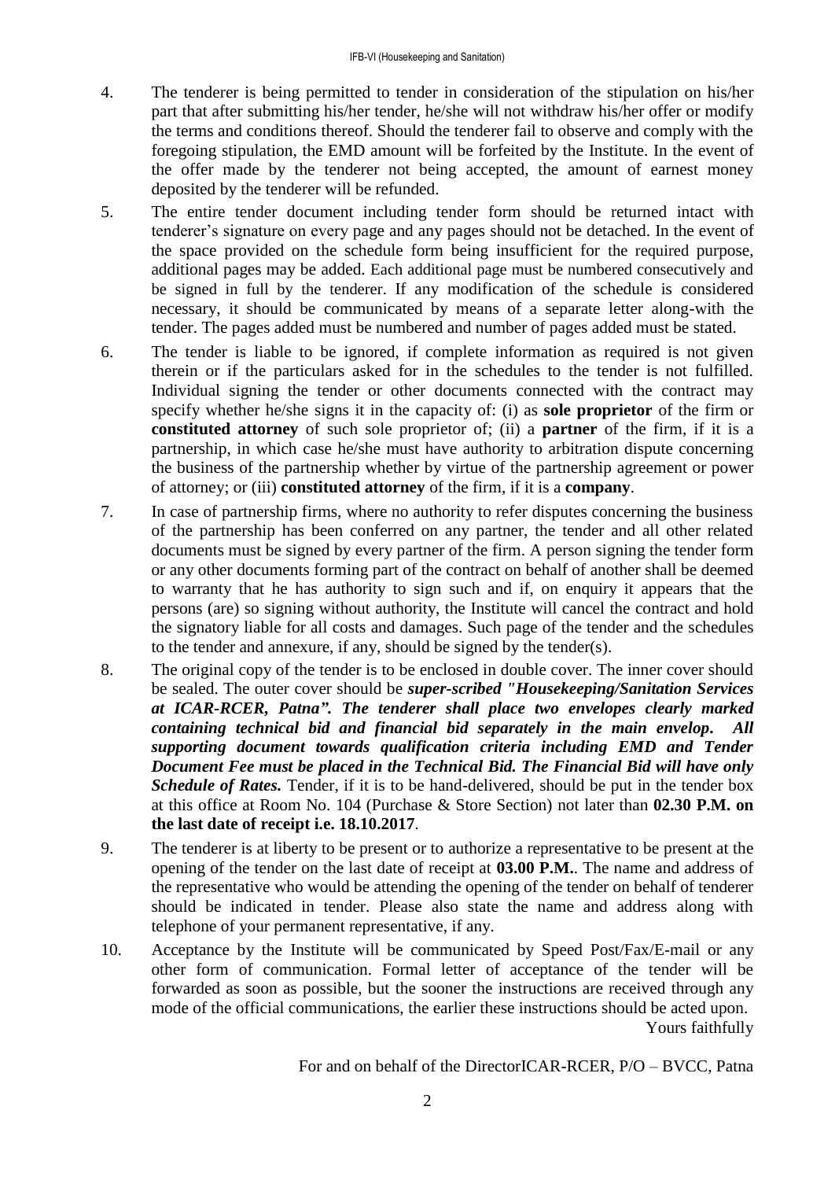4. The tenderer is being permitted to tender in consideration of the stipulation on his/her part that after submitting his/her tender, he/she will not withdraw his/her offer or modify the terms and conditions thereof. Should the tenderer fail to observe and comply with the foregoing stipulation, the EMD amount will be forfeited by the Institute. In the event of the offer made by the tenderer not being accepted, the amount of earnest money deposited by the tenderer will be refunded.

5. The entire tender document including tender form should be returned intact with tenderer's signature on every page and any pages should not be detached. In the event of the space provided on the schedule form being insufficient for the required purpose, additional pages may be added. Each additional page must be numbered consecutively and be signed in full by the tenderer. If any modification of the schedule is considered necessary, it should be communicated by means of a separate letter along-with the tender. The pages added must be numbered and number of pages added must be stated.

6. The tender is liable to be ignored, if complete information as required is not given therein or if the particulars asked for in the schedules to the tender is not fulfilled. Individual signing the tender or other documents connected with the contract may specify whether he/she signs it in the capacity of: (i) as **sole proprietor** of the firm or **constituted attorney** of such sole proprietor of; (ii) a **partner** of the firm, if it is a partnership, in which case he/she must have authority to arbitration dispute concerning the business of the partnership whether by virtue of the partnership agreement or power of attorney; or (iii) **constituted attorney** of the firm, if it is a **company**.

7. In case of partnership firms, where no authority to refer disputes concerning the business of the partnership has been conferred on any partner, the tender and all other related documents must be signed by every partner of the firm. A person signing the tender form or any other documents forming part of the contract on behalf of another shall be deemed to warranty that he has authority to sign such and if, on enquiry it appears that the persons (are) so signing without authority, the Institute will cancel the contract and hold the signatory liable for all costs and damages. Such page of the tender and the schedules to the tender and annexure, if any, should be signed by the tender(s).

8. The original copy of the tender is to be enclosed in double cover. The inner cover should be sealed. The outer cover should be ***super-scribed "Housekeeping/Sanitation Services at ICAR-RCER, Patna". The tenderer shall place two envelopes clearly marked containing technical bid and financial bid separately in the main envelop. All supporting document towards qualification criteria including EMD and Tender Document Fee must be placed in the Technical Bid. The Financial Bid will have only Schedule of Rates.*** Tender, if it is to be hand-delivered, should be put in the tender box at this office at Room No. 104 (Purchase & Store Section) not later than **02.30 P.M. on the last date of receipt i.e. 18.10.2017**.

9. The tenderer is at liberty to be present or to authorize a representative to be present at the opening of the tender on the last date of receipt at **03.00 P.M.**. The name and address of the representative who would be attending the opening of the tender on behalf of tenderer should be indicated in tender. Please also state the name and address along with telephone of your permanent representative, if any.

10. Acceptance by the Institute will be communicated by Speed Post/Fax/E-mail or any other form of communication. Formal letter of acceptance of the tender will be forwarded as soon as possible, but the sooner the instructions are received through any mode of the official communications, the earlier these instructions should be acted upon.

Yours faithfully

For and on behalf of the DirectorICAR-RCER, P/O – BVCC, Patna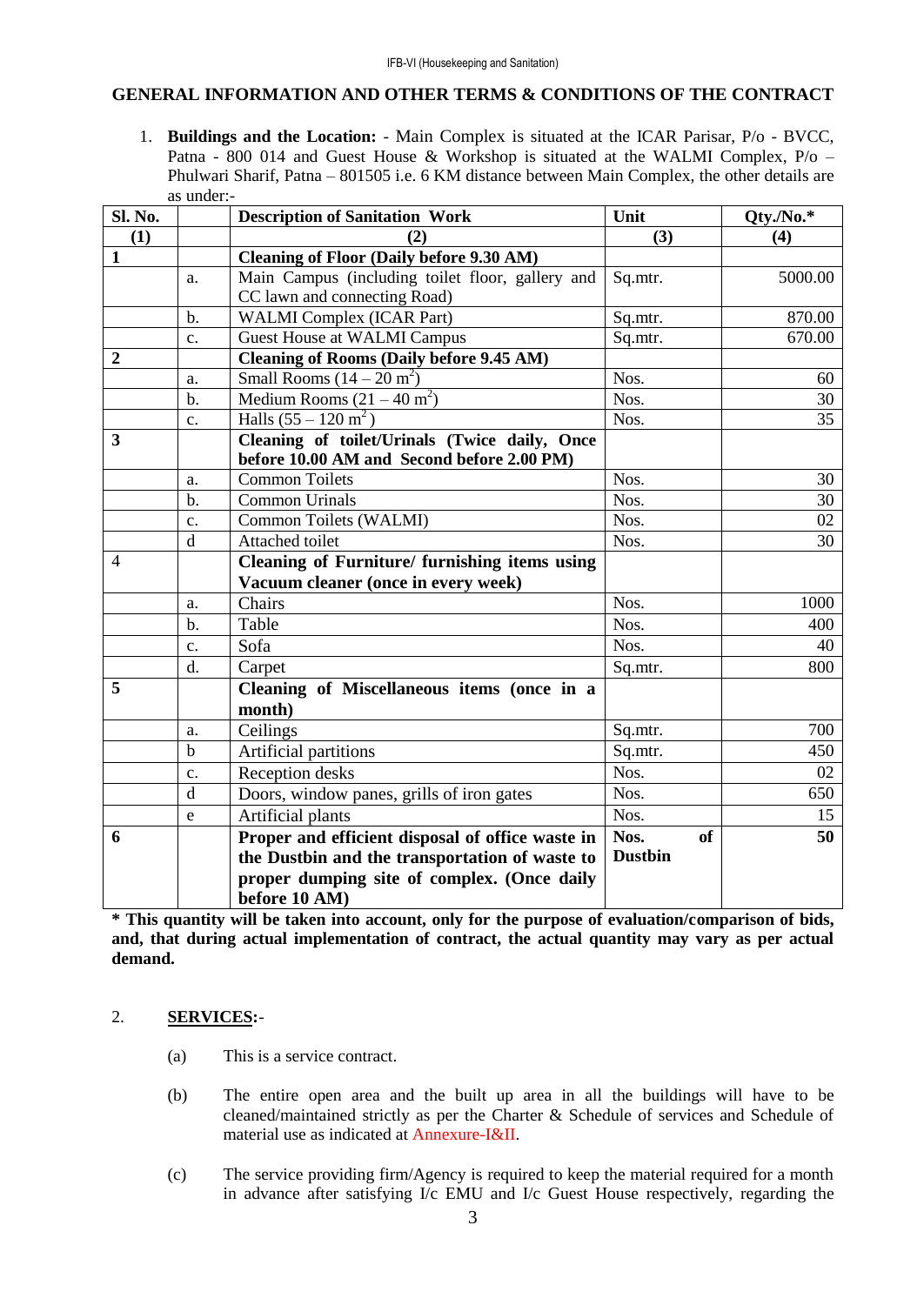## GENERAL INFORMATION AND OTHER TERMS & CONDITIONS OF THE CONTRACT

1. **Buildings and the Location:** - Main Complex is situated at the ICAR Parisar, P/o - BVCC, Patna - 800 014 and Guest House & Workshop is situated at the WALMI Complex, P/o – Phulwari Sharif, Patna – 801505 i.e. 6 KM distance between Main Complex, the other details are as under:-

| Sl. No. | | Description of Sanitation Work | Unit | Qty./No.* |
|---|---|---|---|---|
| **(1)** | | **(2)** | **(3)** | **(4)** |
| **1** | | **Cleaning of Floor (Daily before 9.30 AM)** | | |
| | a. | Main Campus (including toilet floor, gallery and CC lawn and connecting Road) | Sq.mtr. | 5000.00 |
| | b. | WALMI Complex (ICAR Part) | Sq.mtr. | 870.00 |
| | c. | Guest House at WALMI Campus | Sq.mtr. | 670.00 |
| **2** | | **Cleaning of Rooms (Daily before 9.45 AM)** | | |
| | a. | Small Rooms (14 – 20 $m^2$) | Nos. | 60 |
| | b. | Medium Rooms (21 – 40 $m^2$) | Nos. | 30 |
| | c. | Halls (55 – 120 $m^2$) | Nos. | 35 |
| **3** | | **Cleaning of toilet/Urinals (Twice daily, Once before 10.00 AM and Second before 2.00 PM)** | | |
| | a. | Common Toilets | Nos. | 30 |
| | b. | Common Urinals | Nos. | 30 |
| | c. | Common Toilets (WALMI) | Nos. | 02 |
| | d | Attached toilet | Nos. | 30 |
| 4 | | **Cleaning of Furniture/ furnishing items using Vacuum cleaner (once in every week)** | | |
| | a. | Chairs | Nos. | 1000 |
| | b. | Table | Nos. | 400 |
| | c. | Sofa | Nos. | 40 |
| | d. | Carpet | Sq.mtr. | 800 |
| **5** | | **Cleaning of Miscellaneous items (once in a month)** | | |
| | a. | Ceilings | Sq.mtr. | 700 |
| | b | Artificial partitions | Sq.mtr. | 450 |
| | c. | Reception desks | Nos. | 02 |
| | d | Doors, window panes, grills of iron gates | Nos. | 650 |
| | e | Artificial plants | Nos. | 15 |
| **6** | | **Proper and efficient disposal of office waste in the Dustbin and the transportation of waste to proper dumping site of complex. (Once daily before 10 AM)** | **Nos. of Dustbin** | **50** |

**\* This quantity will be taken into account, only for the purpose of evaluation/comparison of bids, and, that during actual implementation of contract, the actual quantity may vary as per actual demand.**

2. **SERVICES:**-

   (a) This is a service contract.

   (b) The entire open area and the built up area in all the buildings will have to be cleaned/maintained strictly as per the Charter & Schedule of services and Schedule of material use as indicated at Annexure-I&II.

   (c) The service providing firm/Agency is required to keep the material required for a month in advance after satisfying I/c EMU and I/c Guest House respectively, regarding the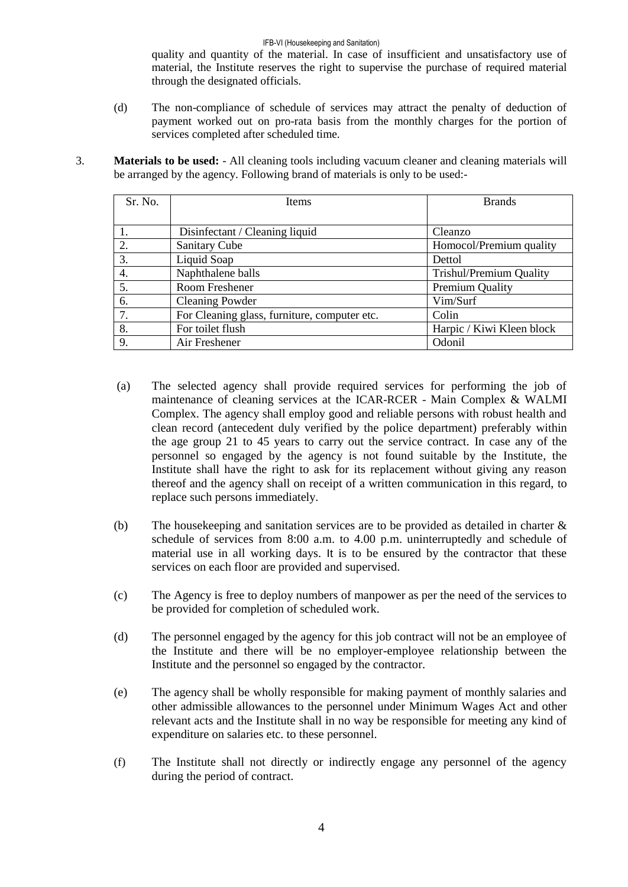quality and quantity of the material. In case of insufficient and unsatisfactory use of material, the Institute reserves the right to supervise the purchase of required material through the designated officials.

(d) The non-compliance of schedule of services may attract the penalty of deduction of payment worked out on pro-rata basis from the monthly charges for the portion of services completed after scheduled time.

3. **Materials to be used:** - All cleaning tools including vacuum cleaner and cleaning materials will be arranged by the agency. Following brand of materials is only to be used:-

| Sr. No. | Items | Brands |
|---|---|---|
| 1. | Disinfectant / Cleaning liquid | Cleanzo |
| 2. | Sanitary Cube | Homocol/Premium quality |
| 3. | Liquid Soap | Dettol |
| 4. | Naphthalene balls | Trishul/Premium Quality |
| 5. | Room Freshener | Premium Quality |
| 6. | Cleaning Powder | Vim/Surf |
| 7. | For Cleaning glass, furniture, computer etc. | Colin |
| 8. | For toilet flush | Harpic / Kiwi Kleen block |
| 9. | Air Freshener | Odonil |

(a) The selected agency shall provide required services for performing the job of maintenance of cleaning services at the ICAR-RCER - Main Complex & WALMI Complex. The agency shall employ good and reliable persons with robust health and clean record (antecedent duly verified by the police department) preferably within the age group 21 to 45 years to carry out the service contract. In case any of the personnel so engaged by the agency is not found suitable by the Institute, the Institute shall have the right to ask for its replacement without giving any reason thereof and the agency shall on receipt of a written communication in this regard, to replace such persons immediately.

(b) The housekeeping and sanitation services are to be provided as detailed in charter & schedule of services from 8:00 a.m. to 4.00 p.m. uninterruptedly and schedule of material use in all working days. It is to be ensured by the contractor that these services on each floor are provided and supervised.

(c) The Agency is free to deploy numbers of manpower as per the need of the services to be provided for completion of scheduled work.

(d) The personnel engaged by the agency for this job contract will not be an employee of the Institute and there will be no employer-employee relationship between the Institute and the personnel so engaged by the contractor.

(e) The agency shall be wholly responsible for making payment of monthly salaries and other admissible allowances to the personnel under Minimum Wages Act and other relevant acts and the Institute shall in no way be responsible for meeting any kind of expenditure on salaries etc. to these personnel.

(f) The Institute shall not directly or indirectly engage any personnel of the agency during the period of contract.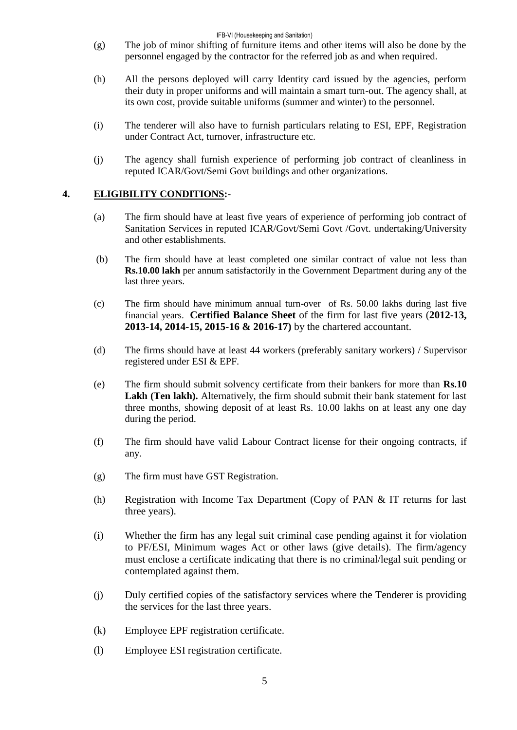(g) The job of minor shifting of furniture items and other items will also be done by the personnel engaged by the contractor for the referred job as and when required.

(h) All the persons deployed will carry Identity card issued by the agencies, perform their duty in proper uniforms and will maintain a smart turn-out. The agency shall, at its own cost, provide suitable uniforms (summer and winter) to the personnel.

(i) The tenderer will also have to furnish particulars relating to ESI, EPF, Registration under Contract Act, turnover, infrastructure etc.

(j) The agency shall furnish experience of performing job contract of cleanliness in reputed ICAR/Govt/Semi Govt buildings and other organizations.

## 4. ELIGIBILITY CONDITIONS:-

(a) The firm should have at least five years of experience of performing job contract of Sanitation Services in reputed ICAR/Govt/Semi Govt /Govt. undertaking/University and other establishments.

(b) The firm should have at least completed one similar contract of value not less than **Rs.10.00 lakh** per annum satisfactorily in the Government Department during any of the last three years.

(c) The firm should have minimum annual turn-over of Rs. 50.00 lakhs during last five financial years. **Certified Balance Sheet** of the firm for last five years (**2012-13, 2013-14, 2014-15, 2015-16 & 2016-17)** by the chartered accountant.

(d) The firms should have at least 44 workers (preferably sanitary workers) / Supervisor registered under ESI & EPF.

(e) The firm should submit solvency certificate from their bankers for more than **Rs.10 Lakh (Ten lakh).** Alternatively, the firm should submit their bank statement for last three months, showing deposit of at least Rs. 10.00 lakhs on at least any one day during the period.

(f) The firm should have valid Labour Contract license for their ongoing contracts, if any.

(g) The firm must have GST Registration.

(h) Registration with Income Tax Department (Copy of PAN & IT returns for last three years).

(i) Whether the firm has any legal suit criminal case pending against it for violation to PF/ESI, Minimum wages Act or other laws (give details). The firm/agency must enclose a certificate indicating that there is no criminal/legal suit pending or contemplated against them.

(j) Duly certified copies of the satisfactory services where the Tenderer is providing the services for the last three years.

(k) Employee EPF registration certificate.

(l) Employee ESI registration certificate.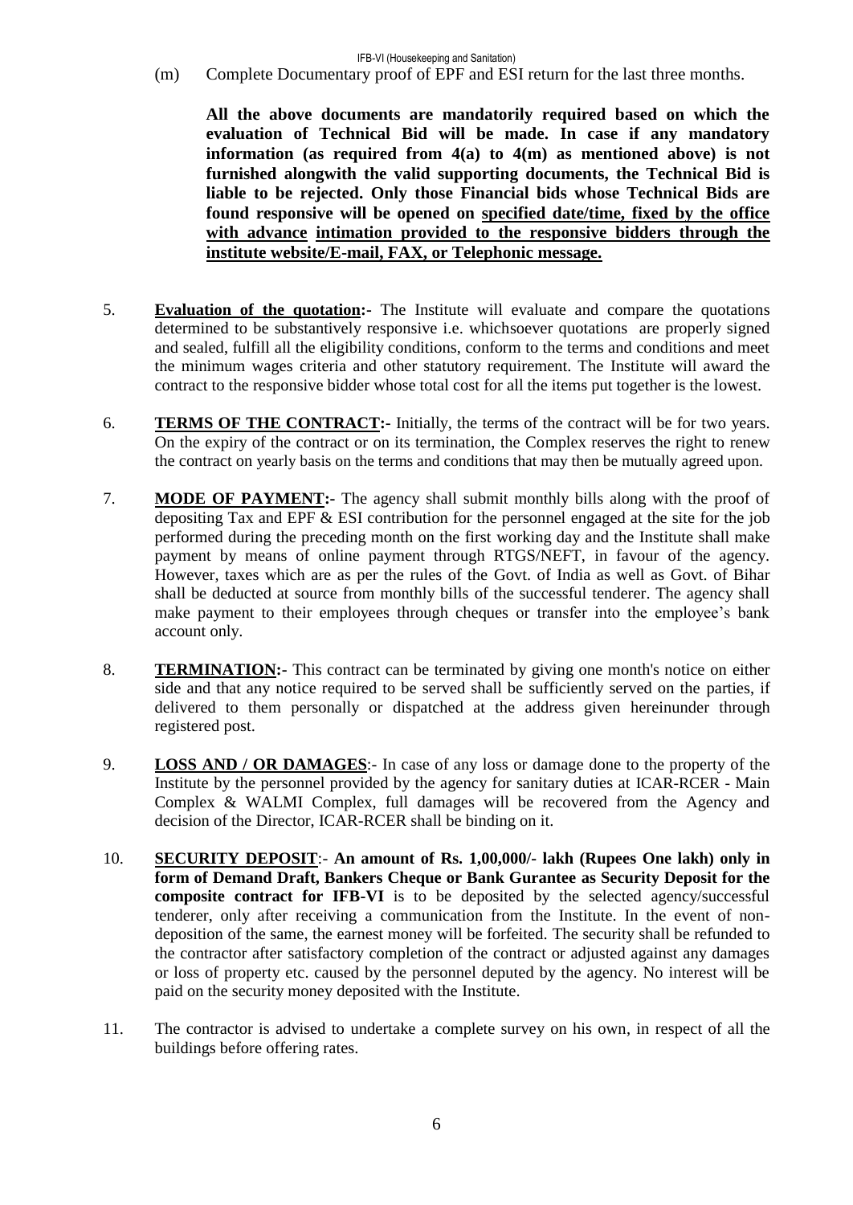(m) Complete Documentary proof of EPF and ESI return for the last three months.

**All the above documents are mandatorily required based on which the evaluation of Technical Bid will be made. In case if any mandatory information (as required from 4(a) to 4(m) as mentioned above) is not furnished alongwith the valid supporting documents, the Technical Bid is liable to be rejected. Only those Financial bids whose Technical Bids are found responsive will be opened on specified date/time, fixed by the office with advance intimation provided to the responsive bidders through the institute website/E-mail, FAX, or Telephonic message.**

5. **Evaluation of the quotation:-** The Institute will evaluate and compare the quotations determined to be substantively responsive i.e. whichsoever quotations are properly signed and sealed, fulfill all the eligibility conditions, conform to the terms and conditions and meet the minimum wages criteria and other statutory requirement. The Institute will award the contract to the responsive bidder whose total cost for all the items put together is the lowest.

6. **TERMS OF THE CONTRACT:-** Initially, the terms of the contract will be for two years. On the expiry of the contract or on its termination, the Complex reserves the right to renew the contract on yearly basis on the terms and conditions that may then be mutually agreed upon.

7. **MODE OF PAYMENT:-** The agency shall submit monthly bills along with the proof of depositing Tax and EPF & ESI contribution for the personnel engaged at the site for the job performed during the preceding month on the first working day and the Institute shall make payment by means of online payment through RTGS/NEFT, in favour of the agency. However, taxes which are as per the rules of the Govt. of India as well as Govt. of Bihar shall be deducted at source from monthly bills of the successful tenderer. The agency shall make payment to their employees through cheques or transfer into the employee's bank account only.

8. **TERMINATION:-** This contract can be terminated by giving one month's notice on either side and that any notice required to be served shall be sufficiently served on the parties, if delivered to them personally or dispatched at the address given hereinunder through registered post.

9. **LOSS AND / OR DAMAGES**:- In case of any loss or damage done to the property of the Institute by the personnel provided by the agency for sanitary duties at ICAR-RCER - Main Complex & WALMI Complex, full damages will be recovered from the Agency and decision of the Director, ICAR-RCER shall be binding on it.

10. **SECURITY DEPOSIT**:- **An amount of Rs. 1,00,000/- lakh (Rupees One lakh) only in form of Demand Draft, Bankers Cheque or Bank Gurantee as Security Deposit for the composite contract for IFB-VI** is to be deposited by the selected agency/successful tenderer, only after receiving a communication from the Institute. In the event of non-deposition of the same, the earnest money will be forfeited. The security shall be refunded to the contractor after satisfactory completion of the contract or adjusted against any damages or loss of property etc. caused by the personnel deputed by the agency. No interest will be paid on the security money deposited with the Institute.

11. The contractor is advised to undertake a complete survey on his own, in respect of all the buildings before offering rates.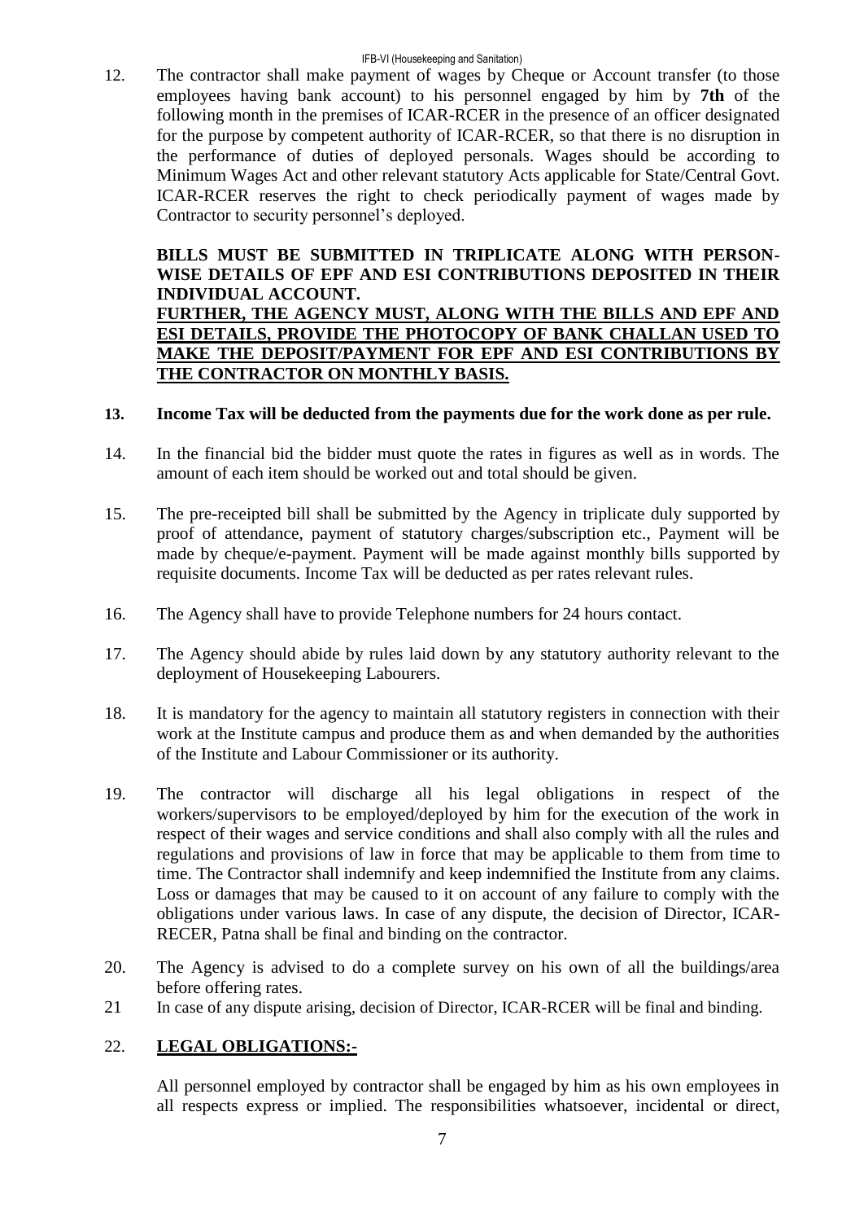12. The contractor shall make payment of wages by Cheque or Account transfer (to those employees having bank account) to his personnel engaged by him by **7th** of the following month in the premises of ICAR-RCER in the presence of an officer designated for the purpose by competent authority of ICAR-RCER, so that there is no disruption in the performance of duties of deployed personals. Wages should be according to Minimum Wages Act and other relevant statutory Acts applicable for State/Central Govt. ICAR-RCER reserves the right to check periodically payment of wages made by Contractor to security personnel's deployed.

    **BILLS MUST BE SUBMITTED IN TRIPLICATE ALONG WITH PERSON-WISE DETAILS OF EPF AND ESI CONTRIBUTIONS DEPOSITED IN THEIR INDIVIDUAL ACCOUNT.**
    <u>**FURTHER, THE AGENCY MUST, ALONG WITH THE BILLS AND EPF AND ESI DETAILS, PROVIDE THE PHOTOCOPY OF BANK CHALLAN USED TO MAKE THE DEPOSIT/PAYMENT FOR EPF AND ESI CONTRIBUTIONS BY THE CONTRACTOR ON MONTHLY BASIS.**</u>

13. **Income Tax will be deducted from the payments due for the work done as per rule.**

14. In the financial bid the bidder must quote the rates in figures as well as in words. The amount of each item should be worked out and total should be given.

15. The pre-receipted bill shall be submitted by the Agency in triplicate duly supported by proof of attendance, payment of statutory charges/subscription etc., Payment will be made by cheque/e-payment. Payment will be made against monthly bills supported by requisite documents. Income Tax will be deducted as per rates relevant rules.

16. The Agency shall have to provide Telephone numbers for 24 hours contact.

17. The Agency should abide by rules laid down by any statutory authority relevant to the deployment of Housekeeping Labourers.

18. It is mandatory for the agency to maintain all statutory registers in connection with their work at the Institute campus and produce them as and when demanded by the authorities of the Institute and Labour Commissioner or its authority.

19. The contractor will discharge all his legal obligations in respect of the workers/supervisors to be employed/deployed by him for the execution of the work in respect of their wages and service conditions and shall also comply with all the rules and regulations and provisions of law in force that may be applicable to them from time to time. The Contractor shall indemnify and keep indemnified the Institute from any claims. Loss or damages that may be caused to it on account of any failure to comply with the obligations under various laws. In case of any dispute, the decision of Director, ICAR-RECER, Patna shall be final and binding on the contractor.

20. The Agency is advised to do a complete survey on his own of all the buildings/area before offering rates.

21. In case of any dispute arising, decision of Director, ICAR-RCER will be final and binding.

22. <u>**LEGAL OBLIGATIONS:-**</u>

    All personnel employed by contractor shall be engaged by him as his own employees in all respects express or implied. The responsibilities whatsoever, incidental or direct,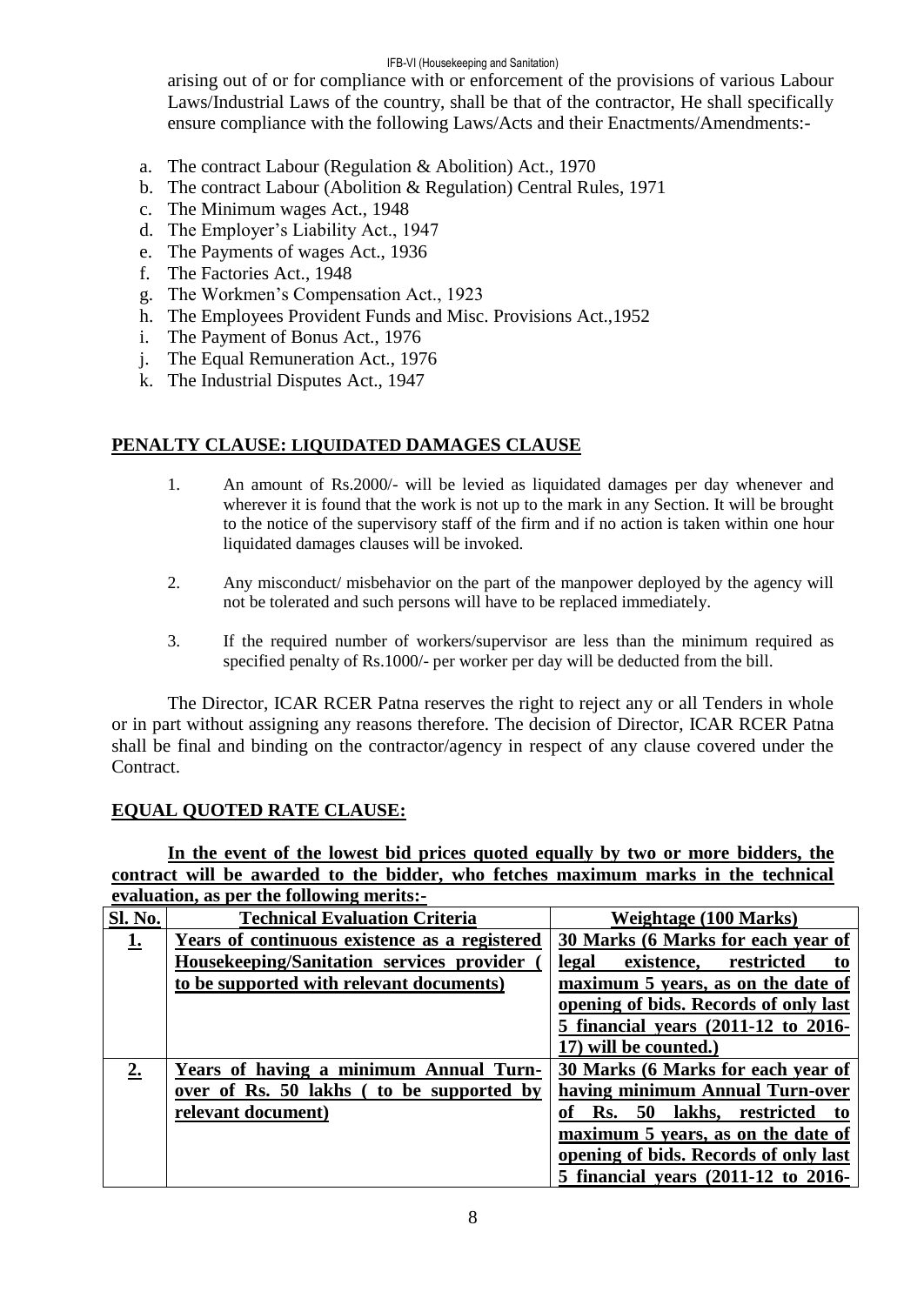arising out of or for compliance with or enforcement of the provisions of various Labour Laws/Industrial Laws of the country, shall be that of the contractor, He shall specifically ensure compliance with the following Laws/Acts and their Enactments/Amendments:-

a. The contract Labour (Regulation & Abolition) Act., 1970
b. The contract Labour (Abolition & Regulation) Central Rules, 1971
c. The Minimum wages Act., 1948
d. The Employer's Liability Act., 1947
e. The Payments of wages Act., 1936
f. The Factories Act., 1948
g. The Workmen's Compensation Act., 1923
h. The Employees Provident Funds and Misc. Provisions Act.,1952
i. The Payment of Bonus Act., 1976
j. The Equal Remuneration Act., 1976
k. The Industrial Disputes Act., 1947

## PENALTY CLAUSE: LIQUIDATED DAMAGES CLAUSE

1. An amount of Rs.2000/- will be levied as liquidated damages per day whenever and wherever it is found that the work is not up to the mark in any Section. It will be brought to the notice of the supervisory staff of the firm and if no action is taken within one hour liquidated damages clauses will be invoked.

2. Any misconduct/ misbehavior on the part of the manpower deployed by the agency will not be tolerated and such persons will have to be replaced immediately.

3. If the required number of workers/supervisor are less than the minimum required as specified penalty of Rs.1000/- per worker per day will be deducted from the bill.

The Director, ICAR RCER Patna reserves the right to reject any or all Tenders in whole or in part without assigning any reasons therefore. The decision of Director, ICAR RCER Patna shall be final and binding on the contractor/agency in respect of any clause covered under the Contract.

## EQUAL QUOTED RATE CLAUSE:

**In the event of the lowest bid prices quoted equally by two or more bidders, the contract will be awarded to the bidder, who fetches maximum marks in the technical evaluation, as per the following merits:-**

| Sl. No. | Technical Evaluation Criteria | Weightage (100 Marks) |
|---|---|---|
| **1.** | **Years of continuous existence as a registered Housekeeping/Sanitation services provider ( to be supported with relevant documents)** | **30 Marks (6 Marks for each year of legal existence, restricted to maximum 5 years, as on the date of opening of bids. Records of only last 5 financial years (2011-12 to 2016-17) will be counted.)** |
| **2.** | **Years of having a minimum Annual Turn-over of Rs. 50 lakhs ( to be supported by relevant document)** | **30 Marks (6 Marks for each year of having minimum Annual Turn-over of Rs. 50 lakhs, restricted to maximum 5 years, as on the date of opening of bids. Records of only last 5 financial years (2011-12 to 2016-** |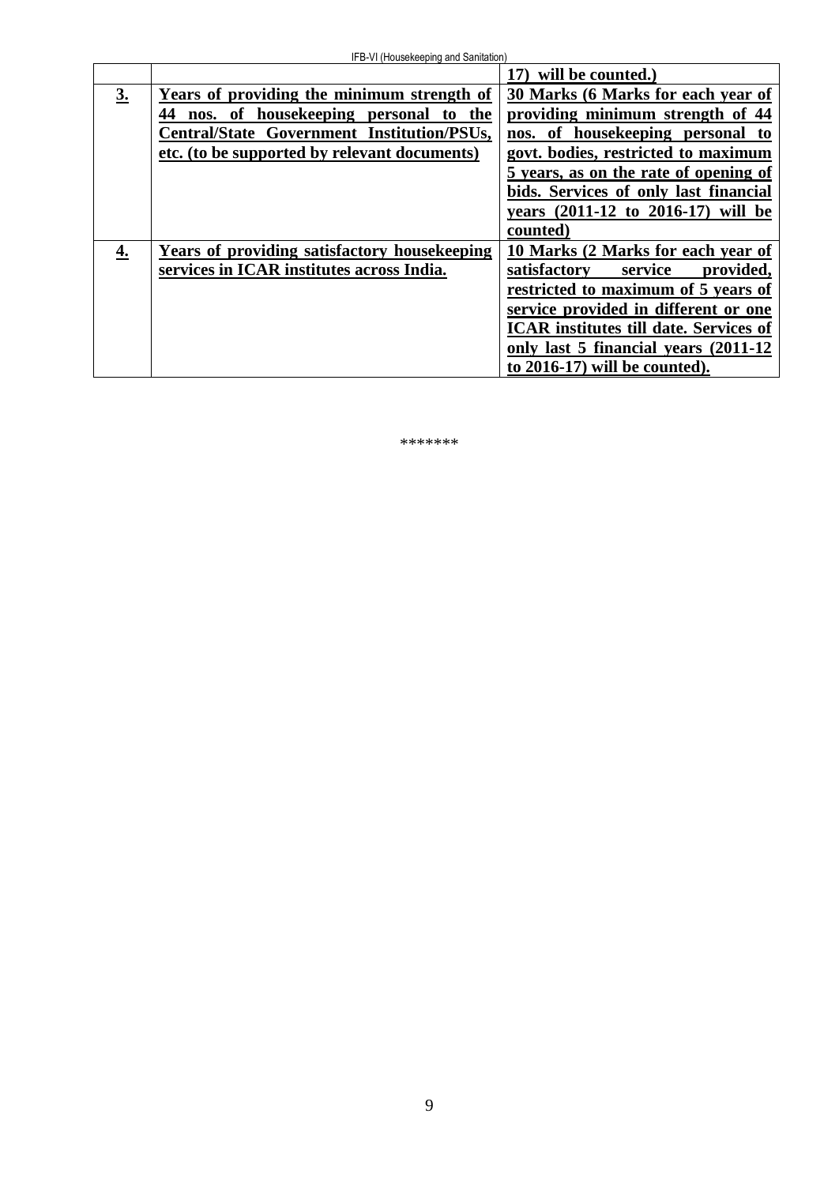|  |  | **17) will be counted.)** |
|---|---|---|
| **3.** | **Years of providing the minimum strength of 44 nos. of housekeeping personal to the Central/State Government Institution/PSUs, etc. (to be supported by relevant documents)** | **30 Marks (6 Marks for each year of providing minimum strength of 44 nos. of housekeeping personal to govt. bodies, restricted to maximum 5 years, as on the rate of opening of bids. Services of only last financial years (2011-12 to 2016-17) will be counted)** |
| **4.** | **Years of providing satisfactory housekeeping services in ICAR institutes across India.** | **10 Marks (2 Marks for each year of satisfactory service provided, restricted to maximum of 5 years of service provided in different or one ICAR institutes till date. Services of only last 5 financial years (2011-12 to 2016-17) will be counted).** |

*******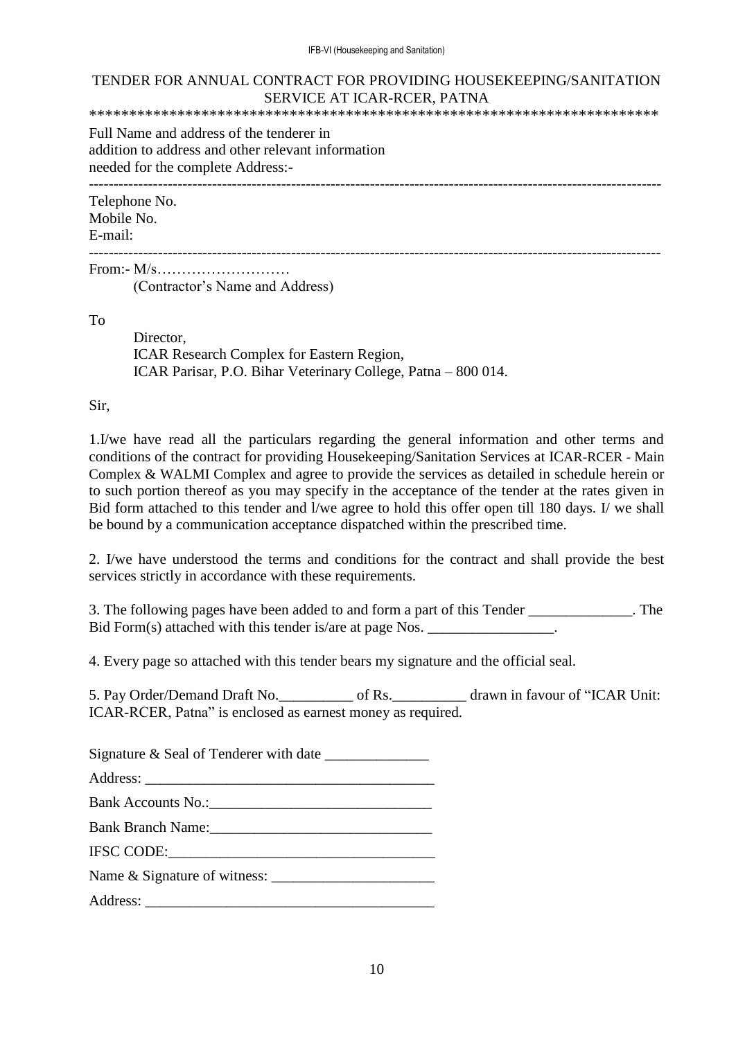TENDER FOR ANNUAL CONTRACT FOR PROVIDING HOUSEKEEPING/SANITATION SERVICE AT ICAR-RCER, PATNA

*************************************************************************

Full Name and address of the tenderer in
addition to address and other relevant information
needed for the complete Address:-

---

Telephone No.
Mobile No.
E-mail:

---

From:- M/s………………………
(Contractor's Name and Address)

To

Director,
ICAR Research Complex for Eastern Region,
ICAR Parisar, P.O. Bihar Veterinary College, Patna – 800 014.

Sir,

1.I/we have read all the particulars regarding the general information and other terms and conditions of the contract for providing Housekeeping/Sanitation Services at ICAR-RCER - Main Complex & WALMI Complex and agree to provide the services as detailed in schedule herein or to such portion thereof as you may specify in the acceptance of the tender at the rates given in Bid form attached to this tender and l/we agree to hold this offer open till 180 days. I/ we shall be bound by a communication acceptance dispatched within the prescribed time.

2. I/we have understood the terms and conditions for the contract and shall provide the best services strictly in accordance with these requirements.

3. The following pages have been added to and form a part of this Tender ______________. The Bid Form(s) attached with this tender is/are at page Nos. _________________.

4. Every page so attached with this tender bears my signature and the official seal.

5. Pay Order/Demand Draft No.__________ of Rs.__________ drawn in favour of "ICAR Unit: ICAR-RCER, Patna" is enclosed as earnest money as required.

Signature & Seal of Tenderer with date ______________

Address: ______________________________________

Bank Accounts No.:_____________________________

Bank Branch Name:_____________________________

IFSC CODE:___________________________________

Name & Signature of witness: _____________________

Address: ______________________________________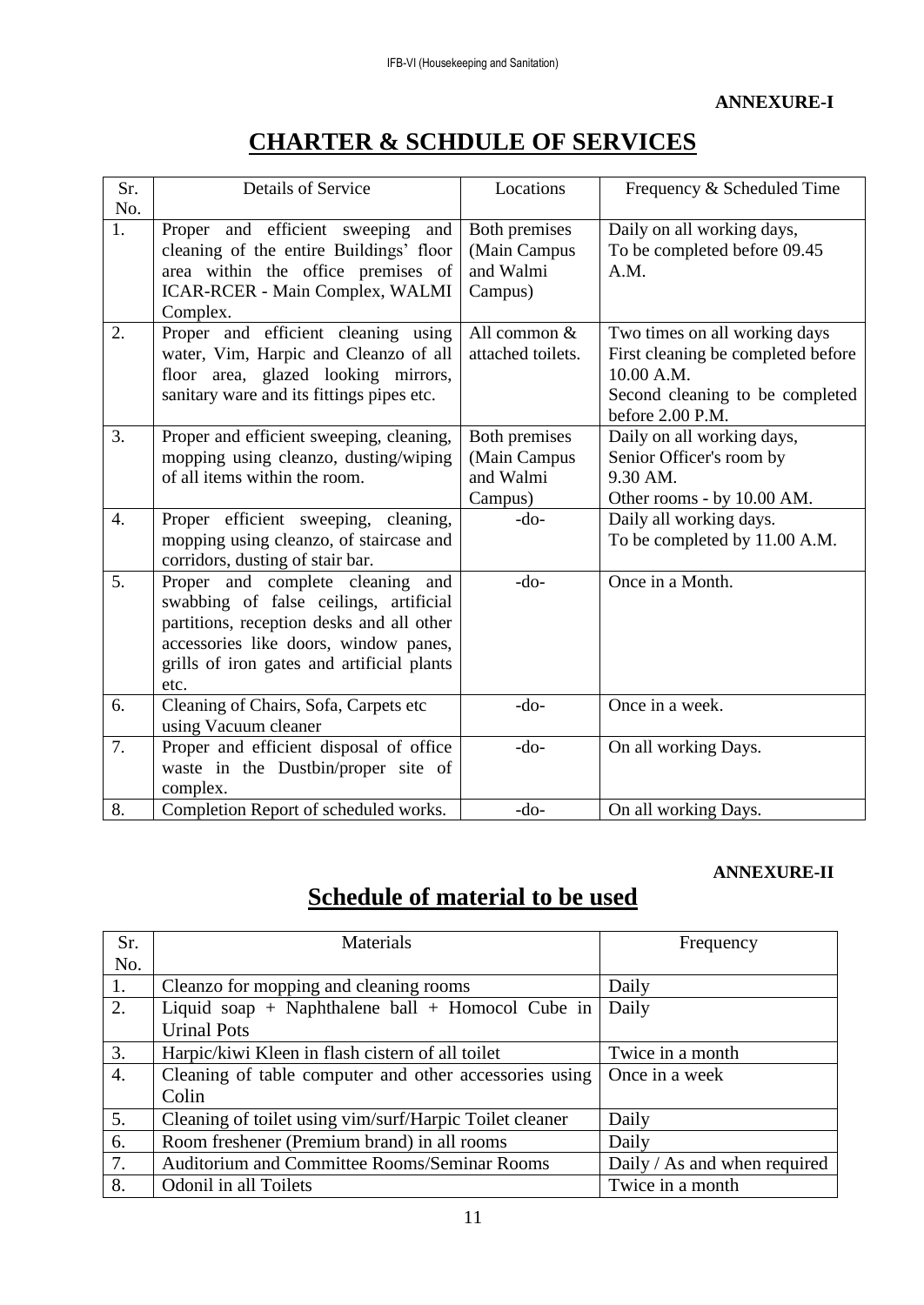**ANNEXURE-I**

# CHARTER & SCHDULE OF SERVICES

| Sr. No. | Details of Service | Locations | Frequency & Scheduled Time |
|---|---|---|---|
| 1. | Proper and efficient sweeping and cleaning of the entire Buildings' floor area within the office premises of ICAR-RCER - Main Complex, WALMI Complex. | Both premises (Main Campus and Walmi Campus) | Daily on all working days, To be completed before 09.45 A.M. |
| 2. | Proper and efficient cleaning using water, Vim, Harpic and Cleanzo of all floor area, glazed looking mirrors, sanitary ware and its fittings pipes etc. | All common & attached toilets. | Two times on all working days First cleaning be completed before 10.00 A.M. Second cleaning to be completed before 2.00 P.M. |
| 3. | Proper and efficient sweeping, cleaning, mopping using cleanzo, dusting/wiping of all items within the room. | Both premises (Main Campus and Walmi Campus) | Daily on all working days, Senior Officer's room by 9.30 AM. Other rooms - by 10.00 AM. |
| 4. | Proper efficient sweeping, cleaning, mopping using cleanzo, of staircase and corridors, dusting of stair bar. | -do- | Daily all working days. To be completed by 11.00 A.M. |
| 5. | Proper and complete cleaning and swabbing of false ceilings, artificial partitions, reception desks and all other accessories like doors, window panes, grills of iron gates and artificial plants etc. | -do- | Once in a Month. |
| 6. | Cleaning of Chairs, Sofa, Carpets etc using Vacuum cleaner | -do- | Once in a week. |
| 7. | Proper and efficient disposal of office waste in the Dustbin/proper site of complex. | -do- | On all working Days. |
| 8. | Completion Report of scheduled works. | -do- | On all working Days. |

**ANNEXURE-II**

# Schedule of material to be used

| Sr. No. | Materials | Frequency |
|---|---|---|
| 1. | Cleanzo for mopping and cleaning rooms | Daily |
| 2. | Liquid soap + Naphthalene ball + Homocol Cube in Urinal Pots | Daily |
| 3. | Harpic/kiwi Kleen in flash cistern of all toilet | Twice in a month |
| 4. | Cleaning of table computer and other accessories using Colin | Once in a week |
| 5. | Cleaning of toilet using vim/surf/Harpic Toilet cleaner | Daily |
| 6. | Room freshener (Premium brand) in all rooms | Daily |
| 7. | Auditorium and Committee Rooms/Seminar Rooms | Daily / As and when required |
| 8. | Odonil in all Toilets | Twice in a month |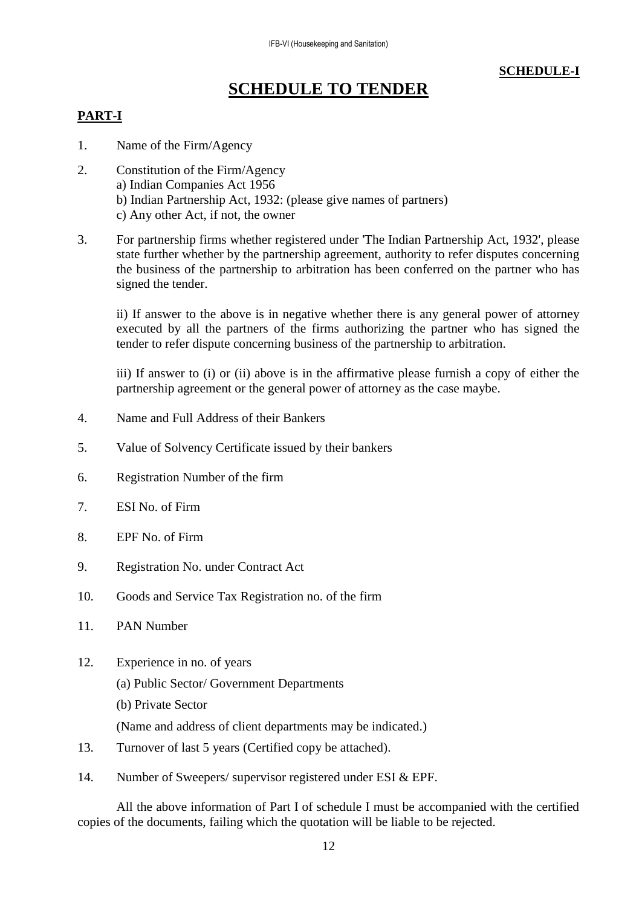**SCHEDULE-I**

# SCHEDULE TO TENDER

## PART-I

1. Name of the Firm/Agency
2. Constitution of the Firm/Agency
   a) Indian Companies Act 1956
   b) Indian Partnership Act, 1932: (please give names of partners)
   c) Any other Act, if not, the owner
3. For partnership firms whether registered under 'The Indian Partnership Act, 1932', please state further whether by the partnership agreement, authority to refer disputes concerning the business of the partnership to arbitration has been conferred on the partner who has signed the tender.

   ii) If answer to the above is in negative whether there is any general power of attorney executed by all the partners of the firms authorizing the partner who has signed the tender to refer dispute concerning business of the partnership to arbitration.

   iii) If answer to (i) or (ii) above is in the affirmative please furnish a copy of either the partnership agreement or the general power of attorney as the case maybe.
4. Name and Full Address of their Bankers
5. Value of Solvency Certificate issued by their bankers
6. Registration Number of the firm
7. ESI No. of Firm
8. EPF No. of Firm
9. Registration No. under Contract Act
10. Goods and Service Tax Registration no. of the firm
11. PAN Number
12. Experience in no. of years

    (a) Public Sector/ Government Departments

    (b) Private Sector

    (Name and address of client departments may be indicated.)
13. Turnover of last 5 years (Certified copy be attached).
14. Number of Sweepers/ supervisor registered under ESI & EPF.

All the above information of Part I of schedule I must be accompanied with the certified copies of the documents, failing which the quotation will be liable to be rejected.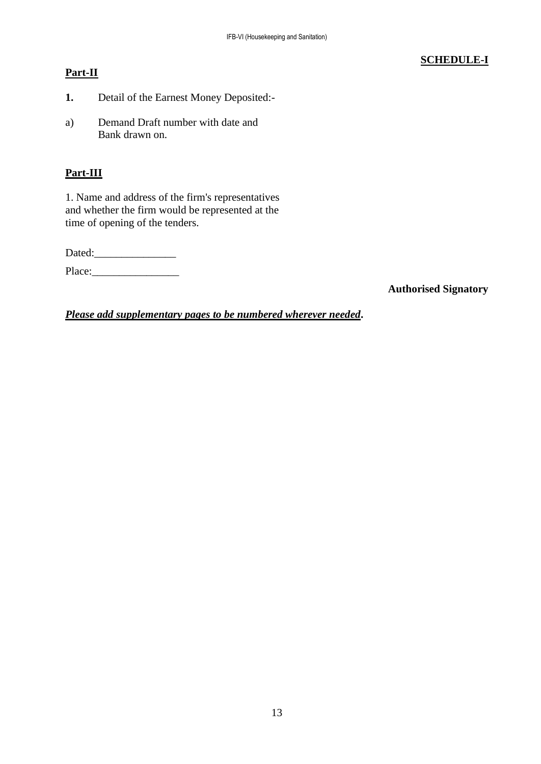**SCHEDULE-I**

**Part-II**

**1.** Detail of the Earnest Money Deposited:-

a) Demand Draft number with date and Bank drawn on.

**Part-III**

1. Name and address of the firm's representatives and whether the firm would be represented at the time of opening of the tenders.

Dated:_______________

Place:________________

**Authorised Signatory**

***Please add supplementary pages to be numbered wherever needed*.**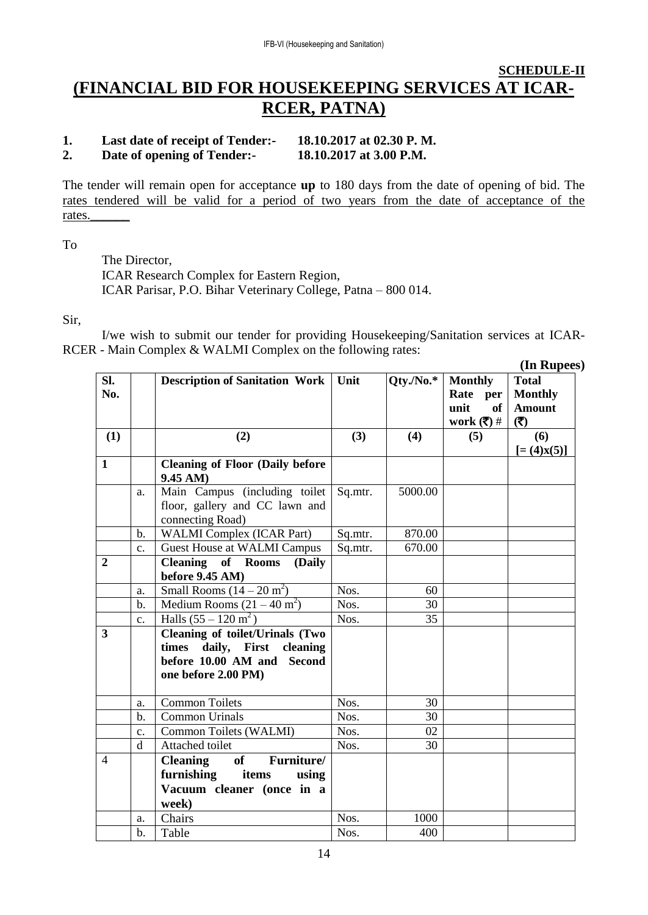**SCHEDULE-II**

# (FINANCIAL BID FOR HOUSEKEEPING SERVICES AT ICAR-RCER, PATNA)

**1. Last date of receipt of Tender:- 18.10.2017 at 02.30 P. M.**
**2. Date of opening of Tender:- 18.10.2017 at 3.00 P.M.**

The tender will remain open for acceptance **up** to 180 days from the date of opening of bid. The rates tendered will be valid for a period of two years from the date of acceptance of the rates.______

To

The Director,
ICAR Research Complex for Eastern Region,
ICAR Parisar, P.O. Bihar Veterinary College, Patna – 800 014.

Sir,

I/we wish to submit our tender for providing Housekeeping/Sanitation services at ICAR-RCER - Main Complex & WALMI Complex on the following rates:

**(In Rupees)**

| Sl. No. | | Description of Sanitation Work | Unit | Qty./No.* | Monthly Rate per unit of work (₹) # | Total Monthly Amount (₹) |
|---|---|---|---|---|---|---|
| (1) | | (2) | (3) | (4) | (5) | (6) [= (4)x(5)] |
| 1 | | **Cleaning of Floor (Daily before 9.45 AM)** | | | | |
| | a. | Main Campus (including toilet floor, gallery and CC lawn and connecting Road) | Sq.mtr. | 5000.00 | | |
| | b. | WALMI Complex (ICAR Part) | Sq.mtr. | 870.00 | | |
| | c. | Guest House at WALMI Campus | Sq.mtr. | 670.00 | | |
| 2 | | **Cleaning of Rooms (Daily before 9.45 AM)** | | | | |
| | a. | Small Rooms (14 – 20 $m^2$) | Nos. | 60 | | |
| | b. | Medium Rooms (21 – 40 $m^2$) | Nos. | 30 | | |
| | c. | Halls (55 – 120 $m^2$) | Nos. | 35 | | |
| 3 | | **Cleaning of toilet/Urinals (Two times daily, First cleaning before 10.00 AM and Second one before 2.00 PM)** | | | | |
| | a. | Common Toilets | Nos. | 30 | | |
| | b. | Common Urinals | Nos. | 30 | | |
| | c. | Common Toilets (WALMI) | Nos. | 02 | | |
| | d | Attached toilet | Nos. | 30 | | |
| 4 | | **Cleaning of Furniture/ furnishing items using Vacuum cleaner (once in a week)** | | | | |
| | a. | Chairs | Nos. | 1000 | | |
| | b. | Table | Nos. | 400 | | |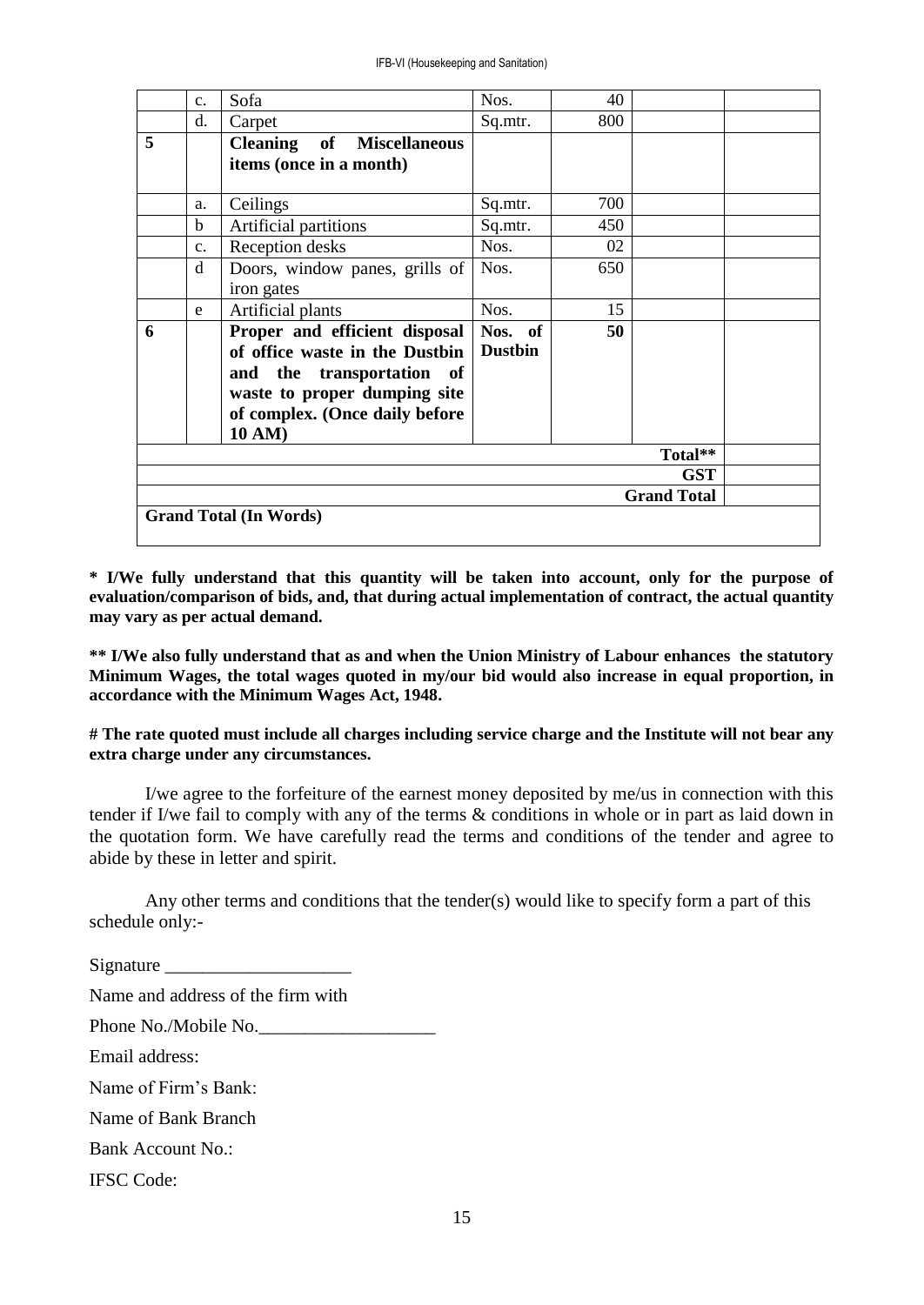| | | | | | | |
|---|---|---|---|---|---|---|
| | c. | Sofa | Nos. | 40 | | |
| | d. | Carpet | Sq.mtr. | 800 | | |
| **5** | | **Cleaning of Miscellaneous items (once in a month)** | | | | |
| | a. | Ceilings | Sq.mtr. | 700 | | |
| | b | Artificial partitions | Sq.mtr. | 450 | | |
| | c. | Reception desks | Nos. | 02 | | |
| | d | Doors, window panes, grills of iron gates | Nos. | 650 | | |
| | e | Artificial plants | Nos. | 15 | | |
| **6** | | **Proper and efficient disposal of office waste in the Dustbin and the transportation of waste to proper dumping site of complex. (Once daily before 10 AM)** | **Nos. of Dustbin** | **50** | | |
| | | | | | **Total**** | |
| | | | | | **GST** | |
| | | | | | **Grand Total** | |
| **Grand Total (In Words)** | | | | | | |

**\* I/We fully understand that this quantity will be taken into account, only for the purpose of evaluation/comparison of bids, and, that during actual implementation of contract, the actual quantity may vary as per actual demand.**

**** I/We also fully understand that as and when the Union Ministry of Labour enhances the statutory Minimum Wages, the total wages quoted in my/our bid would also increase in equal proportion, in accordance with the Minimum Wages Act, 1948.**

**# The rate quoted must include all charges including service charge and the Institute will not bear any extra charge under any circumstances.**

I/we agree to the forfeiture of the earnest money deposited by me/us in connection with this tender if I/we fail to comply with any of the terms & conditions in whole or in part as laid down in the quotation form. We have carefully read the terms and conditions of the tender and agree to abide by these in letter and spirit.

Any other terms and conditions that the tender(s) would like to specify form a part of this schedule only:-

Signature ____________________

Name and address of the firm with

Phone No./Mobile No.___________________

Email address:

Name of Firm's Bank:

Name of Bank Branch

Bank Account No.:

IFSC Code: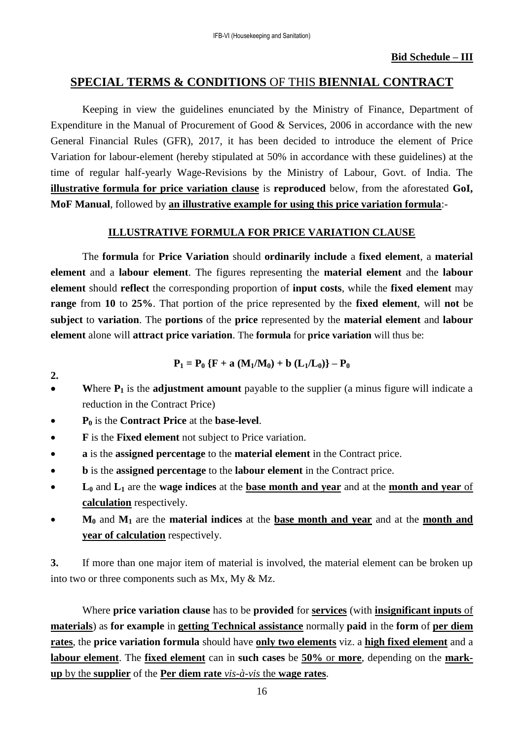**Bid Schedule – III**

## **SPECIAL TERMS & CONDITIONS** OF THIS **BIENNIAL CONTRACT**

Keeping in view the guidelines enunciated by the Ministry of Finance, Department of Expenditure in the Manual of Procurement of Good & Services, 2006 in accordance with the new General Financial Rules (GFR), 2017, it has been decided to introduce the element of Price Variation for labour-element (hereby stipulated at 50% in accordance with these guidelines) at the time of regular half-yearly Wage-Revisions by the Ministry of Labour, Govt. of India. The **illustrative formula for price variation clause** is **reproduced** below, from the aforestated **GoI, MoF Manual**, followed by **an illustrative example for using this price variation formula**:-

### **ILLUSTRATIVE FORMULA FOR PRICE VARIATION CLAUSE**

The **formula** for **Price Variation** should **ordinarily include** a **fixed element**, a **material element** and a **labour element**. The figures representing the **material element** and the **labour element** should **reflect** the corresponding proportion of **input costs**, while the **fixed element** may **range** from **10** to **25%**. That portion of the price represented by the **fixed element**, will **not** be **subject** to **variation**. The **portions** of the **price** represented by the **material element** and **labour element** alone will **attract price variation**. The **formula** for **price variation** will thus be:

$$P_1 = P_0 \{F + a (M_1/M_0) + b (L_1/L_0)\} – P_0$$

**2.**

- **W**here $P_1$ is the **adjustment amount** payable to the supplier (a minus figure will indicate a reduction in the Contract Price)
- $P_0$ is the **Contract Price** at the **base-level**.
- **F** is the **Fixed element** not subject to Price variation.
- **a** is the **assigned percentage** to the **material element** in the Contract price.
- **b** is the **assigned percentage** to the **labour element** in the Contract price.
- $L_0$ and $L_1$ are the **wage indices** at the **base month and year** and at the **month and year** of **calculation** respectively.
- $M_0$ and $M_1$ are the **material indices** at the **base month and year** and at the **month and year of calculation** respectively.

**3.** If more than one major item of material is involved, the material element can be broken up into two or three components such as Mx, My & Mz.

Where **price variation clause** has to be **provided** for **services** (with **insignificant inputs** of **materials**) as **for example** in **getting Technical assistance** normally **paid** in the **form** of **per diem rates**, the **price variation formula** should have **only two elements** viz. a **high fixed element** and a **labour element**. The **fixed element** can in **such cases** be **50%** or **more**, depending on the **mark-up** by the **supplier** of the **Per diem rate** ***vis-à-vis*** the **wage rates**.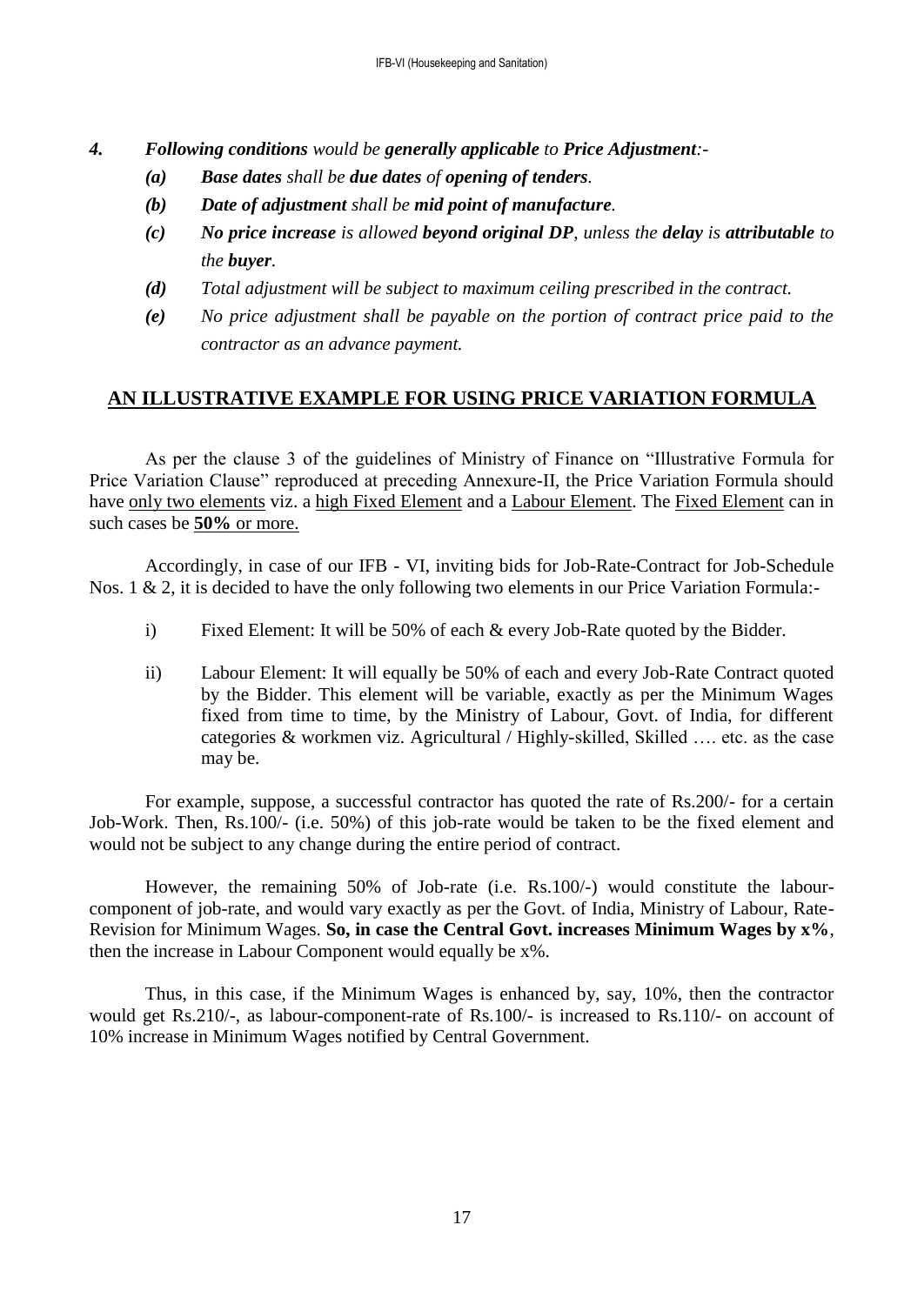*4.* ***Following conditions** would be **generally applicable** to **Price Adjustment**:-*

- *(a)* ***Base dates** shall be **due dates** of **opening of tenders**.*
- *(b)* ***Date of adjustment** shall be **mid point of manufacture**.*
- *(c)* ***No price increase** is allowed **beyond original DP**, unless the **delay** is **attributable** to the **buyer**.*
- *(d)* *Total adjustment will be subject to maximum ceiling prescribed in the contract.*
- *(e)* *No price adjustment shall be payable on the portion of contract price paid to the contractor as an advance payment.*

## AN ILLUSTRATIVE EXAMPLE FOR USING PRICE VARIATION FORMULA

As per the clause 3 of the guidelines of Ministry of Finance on "Illustrative Formula for Price Variation Clause" reproduced at preceding Annexure-II, the Price Variation Formula should have only two elements viz. a high Fixed Element and a Labour Element. The Fixed Element can in such cases be **50%** or more.

Accordingly, in case of our IFB - VI, inviting bids for Job-Rate-Contract for Job-Schedule Nos. 1 & 2, it is decided to have the only following two elements in our Price Variation Formula:-

i) Fixed Element: It will be 50% of each & every Job-Rate quoted by the Bidder.

ii) Labour Element: It will equally be 50% of each and every Job-Rate Contract quoted by the Bidder. This element will be variable, exactly as per the Minimum Wages fixed from time to time, by the Ministry of Labour, Govt. of India, for different categories & workmen viz. Agricultural / Highly-skilled, Skilled …. etc. as the case may be.

For example, suppose, a successful contractor has quoted the rate of Rs.200/- for a certain Job-Work. Then, Rs.100/- (i.e. 50%) of this job-rate would be taken to be the fixed element and would not be subject to any change during the entire period of contract.

However, the remaining 50% of Job-rate (i.e. Rs.100/-) would constitute the labour-component of job-rate, and would vary exactly as per the Govt. of India, Ministry of Labour, Rate-Revision for Minimum Wages. **So, in case the Central Govt. increases Minimum Wages by x%**, then the increase in Labour Component would equally be x%.

Thus, in this case, if the Minimum Wages is enhanced by, say, 10%, then the contractor would get Rs.210/-, as labour-component-rate of Rs.100/- is increased to Rs.110/- on account of 10% increase in Minimum Wages notified by Central Government.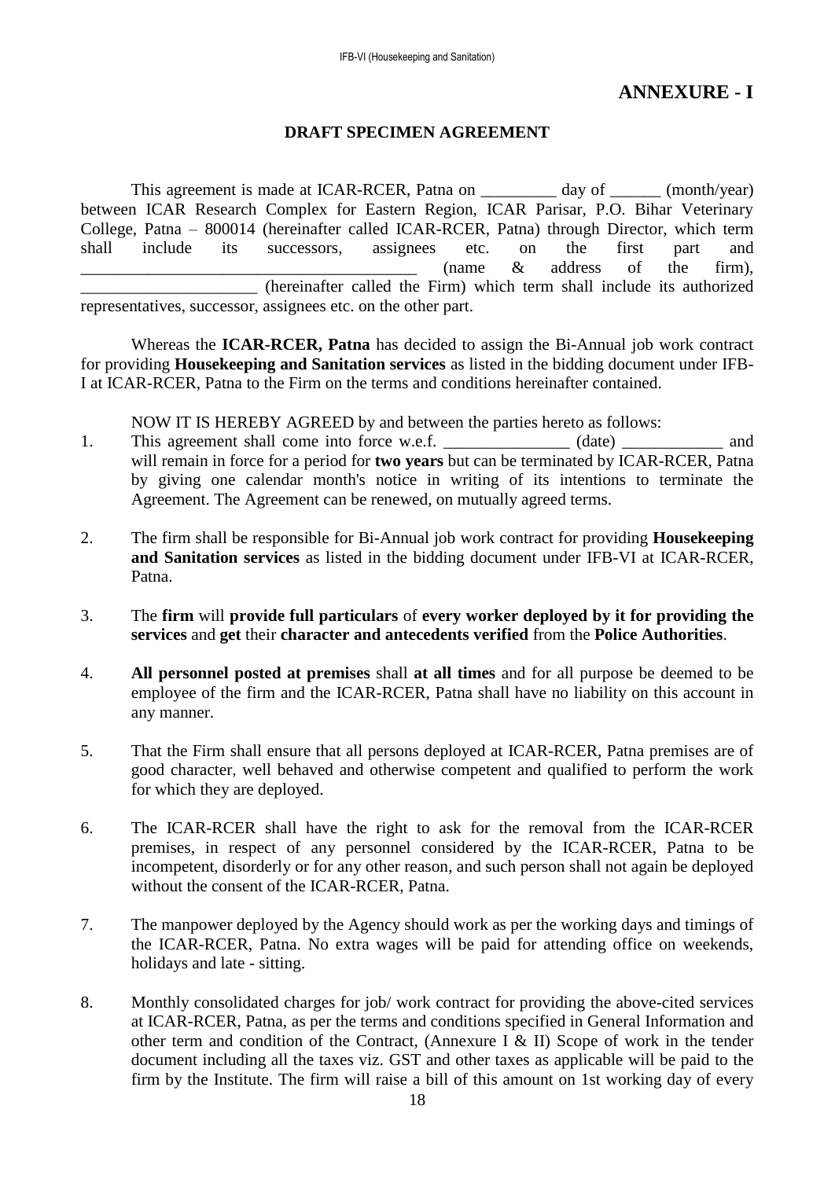## ANNEXURE - I

### DRAFT SPECIMEN AGREEMENT

This agreement is made at ICAR-RCER, Patna on _________ day of ______ (month/year) between ICAR Research Complex for Eastern Region, ICAR Parisar, P.O. Bihar Veterinary College, Patna – 800014 (hereinafter called ICAR-RCER, Patna) through Director, which term shall include its successors, assignees etc. on the first part and ________________________________________ (name & address of the firm), _____________________ (hereinafter called the Firm) which term shall include its authorized representatives, successor, assignees etc. on the other part.

Whereas the **ICAR-RCER, Patna** has decided to assign the Bi-Annual job work contract for providing **Housekeeping and Sanitation services** as listed in the bidding document under IFB-I at ICAR-RCER, Patna to the Firm on the terms and conditions hereinafter contained.

NOW IT IS HEREBY AGREED by and between the parties hereto as follows:

1. This agreement shall come into force w.e.f. _______________ (date) ____________ and will remain in force for a period for **two years** but can be terminated by ICAR-RCER, Patna by giving one calendar month's notice in writing of its intentions to terminate the Agreement. The Agreement can be renewed, on mutually agreed terms.

2. The firm shall be responsible for Bi-Annual job work contract for providing **Housekeeping and Sanitation services** as listed in the bidding document under IFB-VI at ICAR-RCER, Patna.

3. The **firm** will **provide full particulars** of **every worker deployed by it for providing the services** and **get** their **character and antecedents verified** from the **Police Authorities**.

4. **All personnel posted at premises** shall **at all times** and for all purpose be deemed to be employee of the firm and the ICAR-RCER, Patna shall have no liability on this account in any manner.

5. That the Firm shall ensure that all persons deployed at ICAR-RCER, Patna premises are of good character, well behaved and otherwise competent and qualified to perform the work for which they are deployed.

6. The ICAR-RCER shall have the right to ask for the removal from the ICAR-RCER premises, in respect of any personnel considered by the ICAR-RCER, Patna to be incompetent, disorderly or for any other reason, and such person shall not again be deployed without the consent of the ICAR-RCER, Patna.

7. The manpower deployed by the Agency should work as per the working days and timings of the ICAR-RCER, Patna. No extra wages will be paid for attending office on weekends, holidays and late - sitting.

8. Monthly consolidated charges for job/ work contract for providing the above-cited services at ICAR-RCER, Patna, as per the terms and conditions specified in General Information and other term and condition of the Contract, (Annexure I & II) Scope of work in the tender document including all the taxes viz. GST and other taxes as applicable will be paid to the firm by the Institute. The firm will raise a bill of this amount on 1st working day of every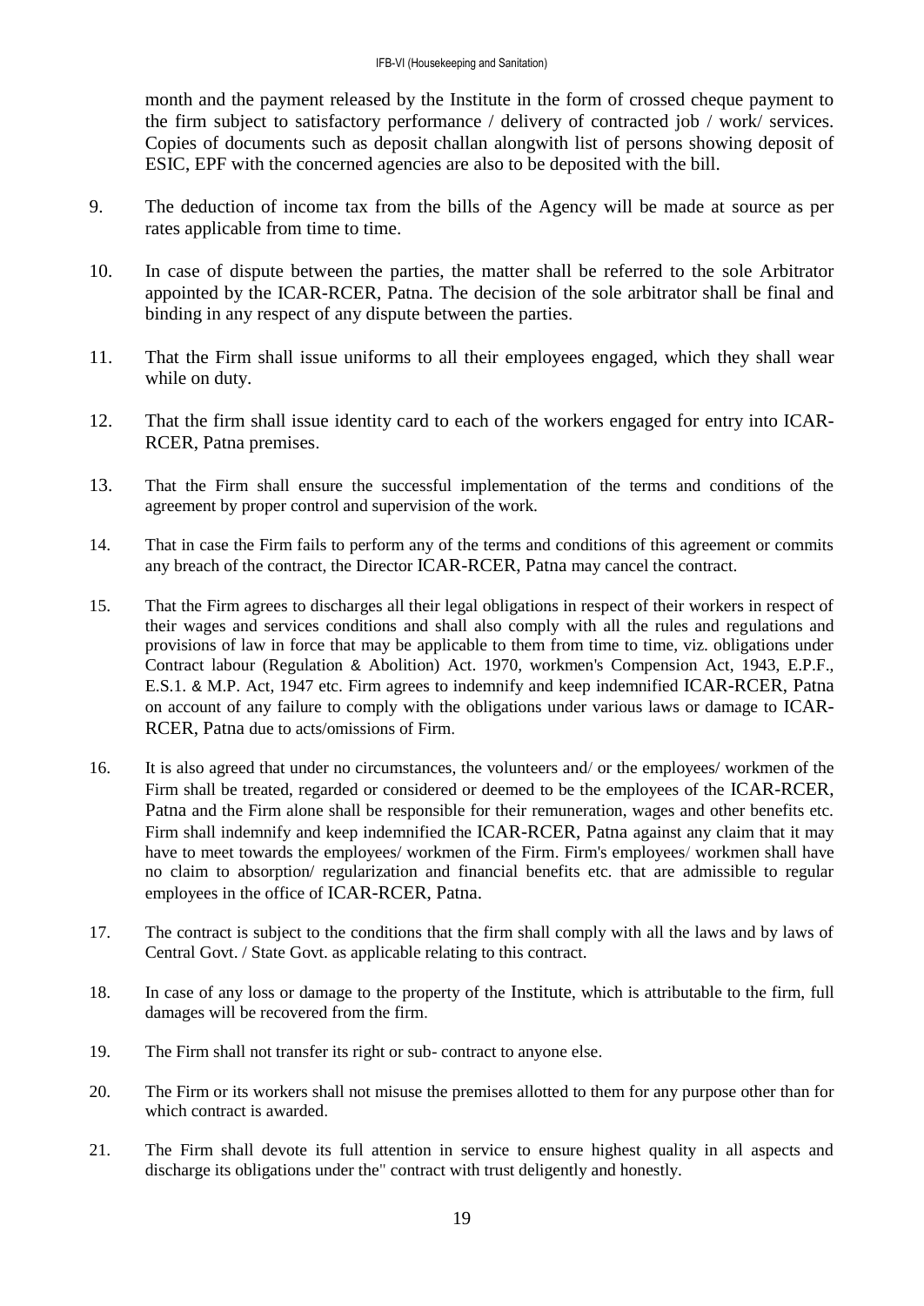month and the payment released by the Institute in the form of crossed cheque payment to the firm subject to satisfactory performance / delivery of contracted job / work/ services. Copies of documents such as deposit challan alongwith list of persons showing deposit of ESIC, EPF with the concerned agencies are also to be deposited with the bill.

9. The deduction of income tax from the bills of the Agency will be made at source as per rates applicable from time to time.

10. In case of dispute between the parties, the matter shall be referred to the sole Arbitrator appointed by the ICAR-RCER, Patna. The decision of the sole arbitrator shall be final and binding in any respect of any dispute between the parties.

11. That the Firm shall issue uniforms to all their employees engaged, which they shall wear while on duty.

12. That the firm shall issue identity card to each of the workers engaged for entry into ICAR-RCER, Patna premises.

13. That the Firm shall ensure the successful implementation of the terms and conditions of the agreement by proper control and supervision of the work.

14. That in case the Firm fails to perform any of the terms and conditions of this agreement or commits any breach of the contract, the Director ICAR-RCER, Patna may cancel the contract.

15. That the Firm agrees to discharges all their legal obligations in respect of their workers in respect of their wages and services conditions and shall also comply with all the rules and regulations and provisions of law in force that may be applicable to them from time to time, viz. obligations under Contract labour (Regulation & Abolition) Act. 1970, workmen's Compension Act, 1943, E.P.F., E.S.1. & M.P. Act, 1947 etc. Firm agrees to indemnify and keep indemnified ICAR-RCER, Patna on account of any failure to comply with the obligations under various laws or damage to ICAR-RCER, Patna due to acts/omissions of Firm.

16. It is also agreed that under no circumstances, the volunteers and/ or the employees/ workmen of the Firm shall be treated, regarded or considered or deemed to be the employees of the ICAR-RCER, Patna and the Firm alone shall be responsible for their remuneration, wages and other benefits etc. Firm shall indemnify and keep indemnified the ICAR-RCER, Patna against any claim that it may have to meet towards the employees/ workmen of the Firm. Firm's employees/ workmen shall have no claim to absorption/ regularization and financial benefits etc. that are admissible to regular employees in the office of ICAR-RCER, Patna.

17. The contract is subject to the conditions that the firm shall comply with all the laws and by laws of Central Govt. / State Govt. as applicable relating to this contract.

18. In case of any loss or damage to the property of the Institute, which is attributable to the firm, full damages will be recovered from the firm.

19. The Firm shall not transfer its right or sub- contract to anyone else.

20. The Firm or its workers shall not misuse the premises allotted to them for any purpose other than for which contract is awarded.

21. The Firm shall devote its full attention in service to ensure highest quality in all aspects and discharge its obligations under the" contract with trust deligently and honestly.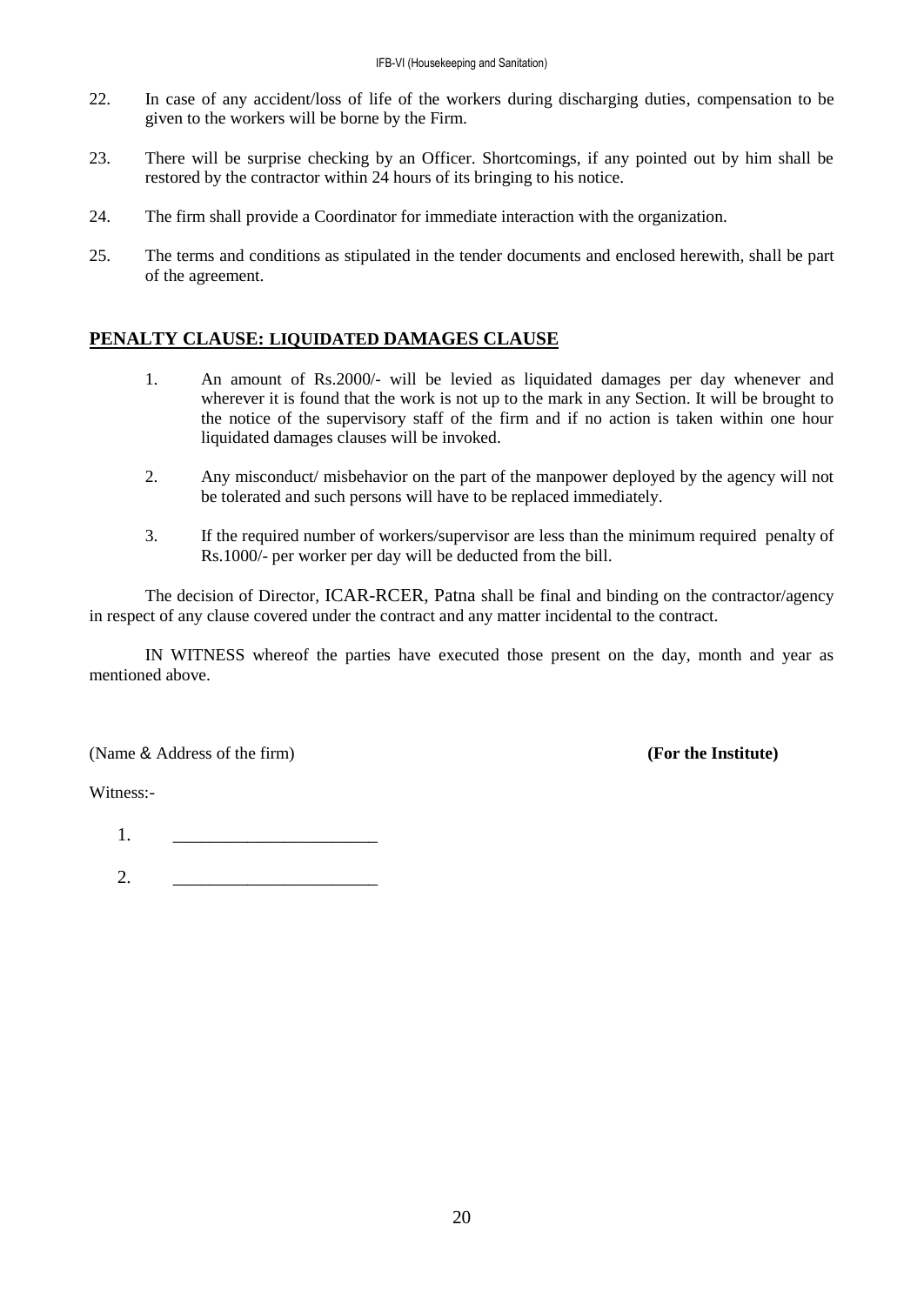22. In case of any accident/loss of life of the workers during discharging duties, compensation to be given to the workers will be borne by the Firm.

23. There will be surprise checking by an Officer. Shortcomings, if any pointed out by him shall be restored by the contractor within 24 hours of its bringing to his notice.

24. The firm shall provide a Coordinator for immediate interaction with the organization.

25. The terms and conditions as stipulated in the tender documents and enclosed herewith, shall be part of the agreement.

## PENALTY CLAUSE: LIQUIDATED DAMAGES CLAUSE

1. An amount of Rs.2000/- will be levied as liquidated damages per day whenever and wherever it is found that the work is not up to the mark in any Section. It will be brought to the notice of the supervisory staff of the firm and if no action is taken within one hour liquidated damages clauses will be invoked.

2. Any misconduct/ misbehavior on the part of the manpower deployed by the agency will not be tolerated and such persons will have to be replaced immediately.

3. If the required number of workers/supervisor are less than the minimum required penalty of Rs.1000/- per worker per day will be deducted from the bill.

The decision of Director, ICAR-RCER, Patna shall be final and binding on the contractor/agency in respect of any clause covered under the contract and any matter incidental to the contract.

IN WITNESS whereof the parties have executed those present on the day, month and year as mentioned above.

(Name & Address of the firm) **(For the Institute)**

Witness:-

1. _______________________

2. _______________________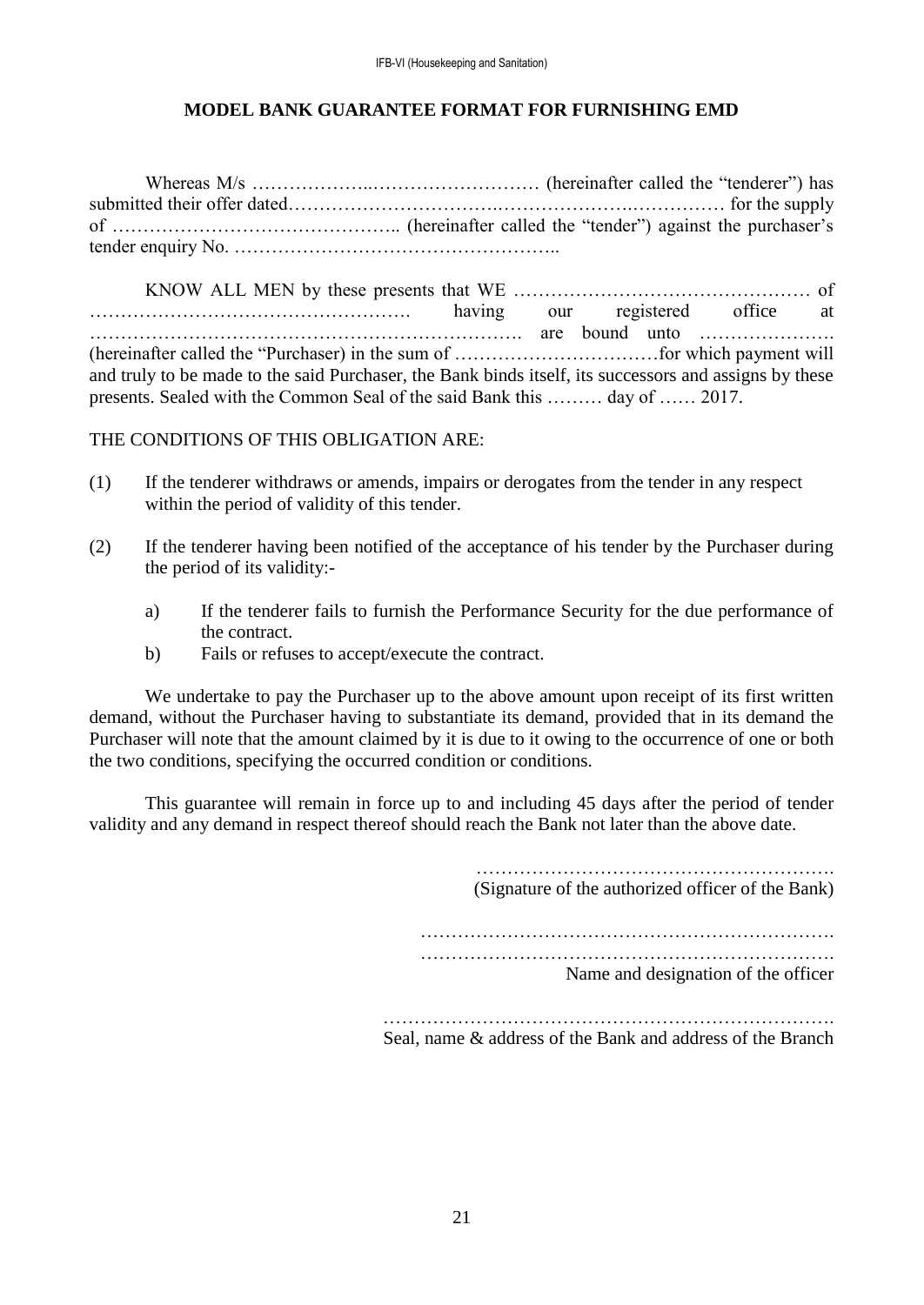# MODEL BANK GUARANTEE FORMAT FOR FURNISHING EMD

Whereas M/s ………………..……………………… (hereinafter called the "tenderer") has submitted their offer dated…………………………….………………….…………… for the supply of ……………………………………….. (hereinafter called the "tender") against the purchaser's tender enquiry No. ……………………………………………..

KNOW ALL MEN by these presents that WE ………………………………………… of ……………………………………………. having our registered office at ……………………………………………………………. are bound unto …………………. (hereinafter called the "Purchaser) in the sum of ……………………………for which payment will and truly to be made to the said Purchaser, the Bank binds itself, its successors and assigns by these presents. Sealed with the Common Seal of the said Bank this ……… day of …… 2017.

THE CONDITIONS OF THIS OBLIGATION ARE:

(1) If the tenderer withdraws or amends, impairs or derogates from the tender in any respect within the period of validity of this tender.

(2) If the tenderer having been notified of the acceptance of his tender by the Purchaser during the period of its validity:-

   a) If the tenderer fails to furnish the Performance Security for the due performance of the contract.
   
   b) Fails or refuses to accept/execute the contract.

We undertake to pay the Purchaser up to the above amount upon receipt of its first written demand, without the Purchaser having to substantiate its demand, provided that in its demand the Purchaser will note that the amount claimed by it is due to it owing to the occurrence of one or both the two conditions, specifying the occurred condition or conditions.

This guarantee will remain in force up to and including 45 days after the period of tender validity and any demand in respect thereof should reach the Bank not later than the above date.

………………………………………………….
(Signature of the authorized officer of the Bank)

………………………………………………………….
………………………………………………………….
Name and designation of the officer

……………………………………………………………….
Seal, name & address of the Bank and address of the Branch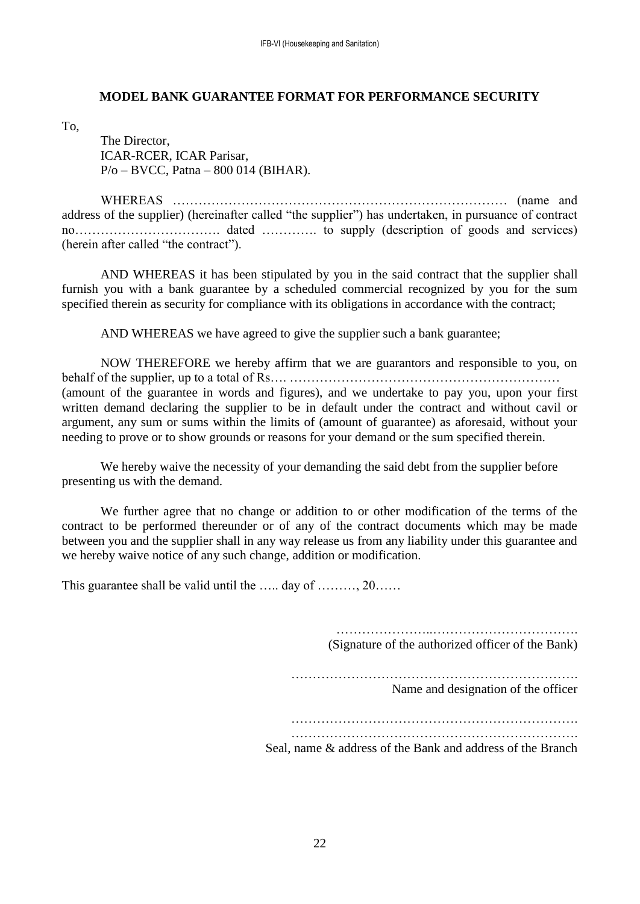## MODEL BANK GUARANTEE FORMAT FOR PERFORMANCE SECURITY

To,

The Director,
ICAR-RCER, ICAR Parisar,
P/o – BVCC, Patna – 800 014 (BIHAR).

WHEREAS ……………………………………………………………………… (name and address of the supplier) (hereinafter called "the supplier") has undertaken, in pursuance of contract no……………………………. dated …………. to supply (description of goods and services) (herein after called "the contract").

AND WHEREAS it has been stipulated by you in the said contract that the supplier shall furnish you with a bank guarantee by a scheduled commercial recognized by you for the sum specified therein as security for compliance with its obligations in accordance with the contract;

AND WHEREAS we have agreed to give the supplier such a bank guarantee;

NOW THEREFORE we hereby affirm that we are guarantors and responsible to you, on behalf of the supplier, up to a total of Rs…. ……………………………………………………… (amount of the guarantee in words and figures), and we undertake to pay you, upon your first written demand declaring the supplier to be in default under the contract and without cavil or argument, any sum or sums within the limits of (amount of guarantee) as aforesaid, without your needing to prove or to show grounds or reasons for your demand or the sum specified therein.

We hereby waive the necessity of your demanding the said debt from the supplier before presenting us with the demand.

We further agree that no change or addition to or other modification of the terms of the contract to be performed thereunder or of any of the contract documents which may be made between you and the supplier shall in any way release us from any liability under this guarantee and we hereby waive notice of any such change, addition or modification.

This guarantee shall be valid until the ….. day of ………, 20……

…………………..…………………………….
(Signature of the authorized officer of the Bank)

………………………………………………………….
Name and designation of the officer

………………………………………………………….
………………………………………………………….
Seal, name & address of the Bank and address of the Branch